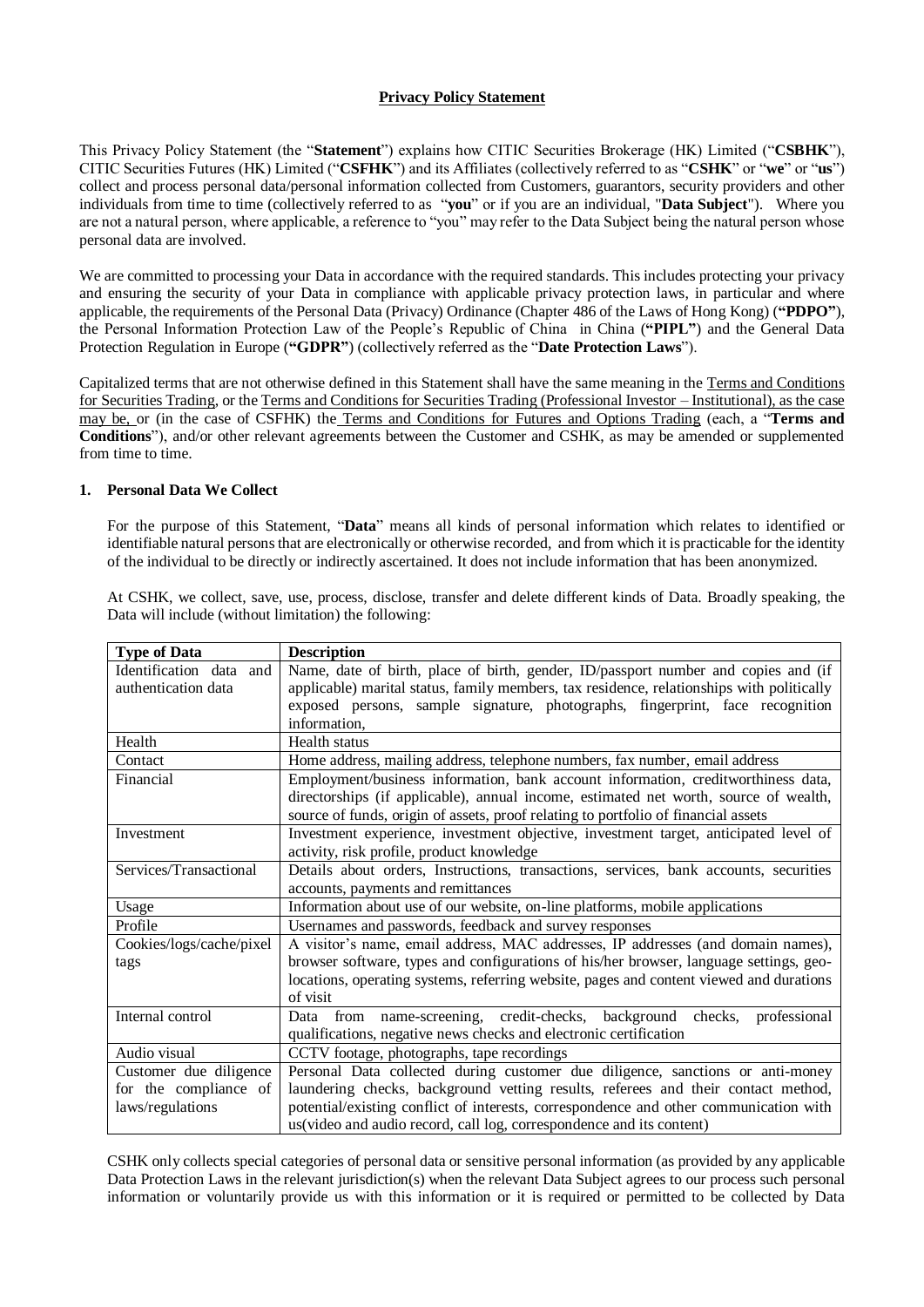**Privacy Policy Statement**

This Privacy Policy Statement (the "**Statement**") explains how CITIC Securities Brokerage (HK) Limited ("**CSBHK**"), CITIC Securities Futures (HK) Limited ("**CSFHK**") and its Affiliates (collectively referred to as "**CSHK**" or "**we**" or "**us**") collect and process personal data/personal information collected from Customers, guarantors, security providers and other individuals from time to time (collectively referred to as "**you**" or if you are an individual, "**Data Subject**"). Where you are not a natural person, where applicable, a reference to "you" may refer to the Data Subject being the natural person whose personal data are involved.

We are committed to processing your Data in accordance with the required standards. This includes protecting your privacy and ensuring the security of your Data in compliance with applicable privacy protection laws, in particular and where applicable, the requirements of the Personal Data (Privacy) Ordinance (Chapter 486 of the Laws of Hong Kong) (**"PDPO"**), the Personal Information Protection Law of the People's Republic of China in China (**"PIPL"**) and the General Data Protection Regulation in Europe (**"GDPR"**) (collectively referred as the "**Date Protection Laws**").

Capitalized terms that are not otherwise defined in this Statement shall have the same meaning in the Terms and Conditions for Securities Trading, or the Terms and Conditions for Securities Trading (Professional Investor – Institutional), as the case may be, or (in the case of CSFHK) the Terms and Conditions for Futures and Options Trading (each, a "**Terms and Conditions**"), and/or other relevant agreements between the Customer and CSHK, as may be amended or supplemented from time to time.

## 1. Personal Data We Collect

For the purpose of this Statement, "**Data**" means all kinds of personal information which relates to identified or identifiable natural persons that are electronically or otherwise recorded, and from which it is practicable for the identity of the individual to be directly or indirectly ascertained. It does not include information that has been anonymized.

At CSHK, we collect, save, use, process, disclose, transfer and delete different kinds of Data. Broadly speaking, the Data will include (without limitation) the following:

| Type of Data | Description |
|---|---|
| Identification data and authentication data | Name, date of birth, place of birth, gender, ID/passport number and copies and (if applicable) marital status, family members, tax residence, relationships with politically exposed persons, sample signature, photographs, fingerprint, face recognition information, |
| Health | Health status |
| Contact | Home address, mailing address, telephone numbers, fax number, email address |
| Financial | Employment/business information, bank account information, creditworthiness data, directorships (if applicable), annual income, estimated net worth, source of wealth, source of funds, origin of assets, proof relating to portfolio of financial assets |
| Investment | Investment experience, investment objective, investment target, anticipated level of activity, risk profile, product knowledge |
| Services/Transactional | Details about orders, Instructions, transactions, services, bank accounts, securities accounts, payments and remittances |
| Usage | Information about use of our website, on-line platforms, mobile applications |
| Profile | Usernames and passwords, feedback and survey responses |
| Cookies/logs/cache/pixel tags | A visitor's name, email address, MAC addresses, IP addresses (and domain names), browser software, types and configurations of his/her browser, language settings, geo-locations, operating systems, referring website, pages and content viewed and durations of visit |
| Internal control | Data from name-screening, credit-checks, background checks, professional qualifications, negative news checks and electronic certification |
| Audio visual | CCTV footage, photographs, tape recordings |
| Customer due diligence for the compliance of laws/regulations | Personal Data collected during customer due diligence, sanctions or anti-money laundering checks, background vetting results, referees and their contact method, potential/existing conflict of interests, correspondence and other communication with us(video and audio record, call log, correspondence and its content) |

CSHK only collects special categories of personal data or sensitive personal information (as provided by any applicable Data Protection Laws in the relevant jurisdiction(s) when the relevant Data Subject agrees to our process such personal information or voluntarily provide us with this information or it is required or permitted to be collected by Data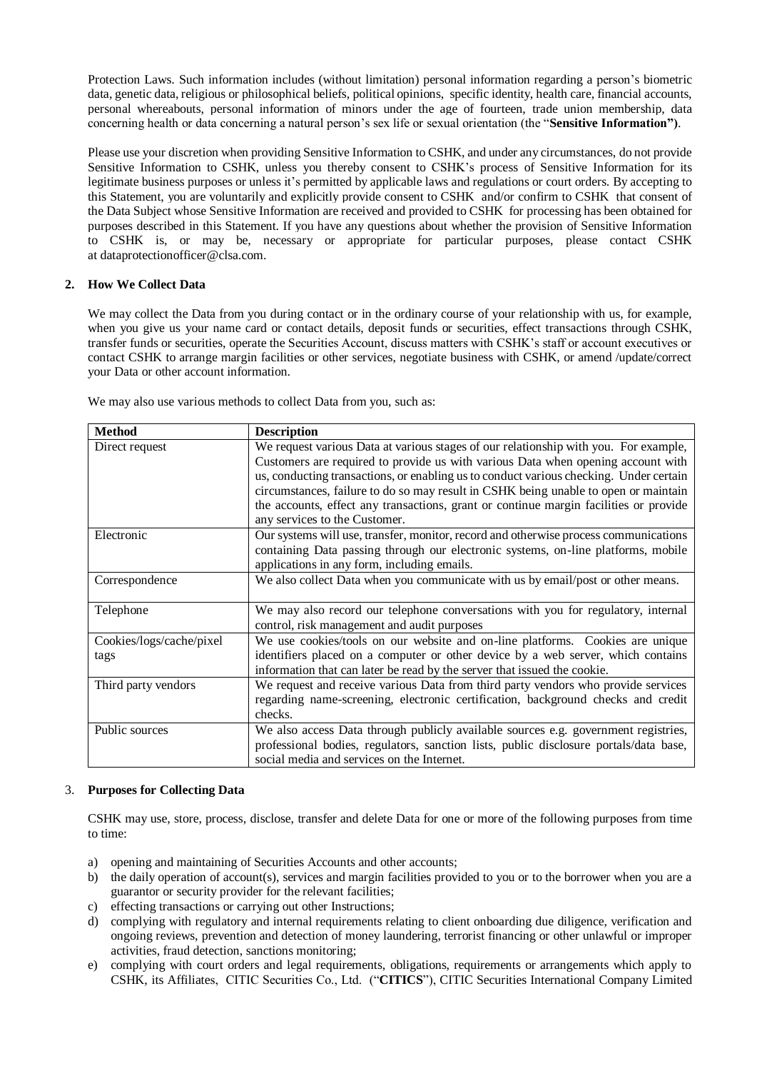Protection Laws. Such information includes (without limitation) personal information regarding a person's biometric data, genetic data, religious or philosophical beliefs, political opinions, specific identity, health care, financial accounts, personal whereabouts, personal information of minors under the age of fourteen, trade union membership, data concerning health or data concerning a natural person's sex life or sexual orientation (the "**Sensitive Information")**.

Please use your discretion when providing Sensitive Information to CSHK, and under any circumstances, do not provide Sensitive Information to CSHK, unless you thereby consent to CSHK's process of Sensitive Information for its legitimate business purposes or unless it's permitted by applicable laws and regulations or court orders. By accepting to this Statement, you are voluntarily and explicitly provide consent to CSHK and/or confirm to CSHK that consent of the Data Subject whose Sensitive Information are received and provided to CSHK for processing has been obtained for purposes described in this Statement. If you have any questions about whether the provision of Sensitive Information to CSHK is, or may be, necessary or appropriate for particular purposes, please contact CSHK at dataprotectionofficer@clsa.com.

## 2. How We Collect Data

We may collect the Data from you during contact or in the ordinary course of your relationship with us, for example, when you give us your name card or contact details, deposit funds or securities, effect transactions through CSHK, transfer funds or securities, operate the Securities Account, discuss matters with CSHK's staff or account executives or contact CSHK to arrange margin facilities or other services, negotiate business with CSHK, or amend /update/correct your Data or other account information.

We may also use various methods to collect Data from you, such as:

| Method | Description |
|---|---|
| Direct request | We request various Data at various stages of our relationship with you. For example, Customers are required to provide us with various Data when opening account with us, conducting transactions, or enabling us to conduct various checking. Under certain circumstances, failure to do so may result in CSHK being unable to open or maintain the accounts, effect any transactions, grant or continue margin facilities or provide any services to the Customer. |
| Electronic | Our systems will use, transfer, monitor, record and otherwise process communications containing Data passing through our electronic systems, on-line platforms, mobile applications in any form, including emails. |
| Correspondence | We also collect Data when you communicate with us by email/post or other means. |
| Telephone | We may also record our telephone conversations with you for regulatory, internal control, risk management and audit purposes |
| Cookies/logs/cache/pixel tags | We use cookies/tools on our website and on-line platforms. Cookies are unique identifiers placed on a computer or other device by a web server, which contains information that can later be read by the server that issued the cookie. |
| Third party vendors | We request and receive various Data from third party vendors who provide services regarding name-screening, electronic certification, background checks and credit checks. |
| Public sources | We also access Data through publicly available sources e.g. government registries, professional bodies, regulators, sanction lists, public disclosure portals/data base, social media and services on the Internet. |

## 3. Purposes for Collecting Data

CSHK may use, store, process, disclose, transfer and delete Data for one or more of the following purposes from time to time:

a) opening and maintaining of Securities Accounts and other accounts;
b) the daily operation of account(s), services and margin facilities provided to you or to the borrower when you are a guarantor or security provider for the relevant facilities;
c) effecting transactions or carrying out other Instructions;
d) complying with regulatory and internal requirements relating to client onboarding due diligence, verification and ongoing reviews, prevention and detection of money laundering, terrorist financing or other unlawful or improper activities, fraud detection, sanctions monitoring;
e) complying with court orders and legal requirements, obligations, requirements or arrangements which apply to CSHK, its Affiliates, CITIC Securities Co., Ltd. ("**CITICS**"), CITIC Securities International Company Limited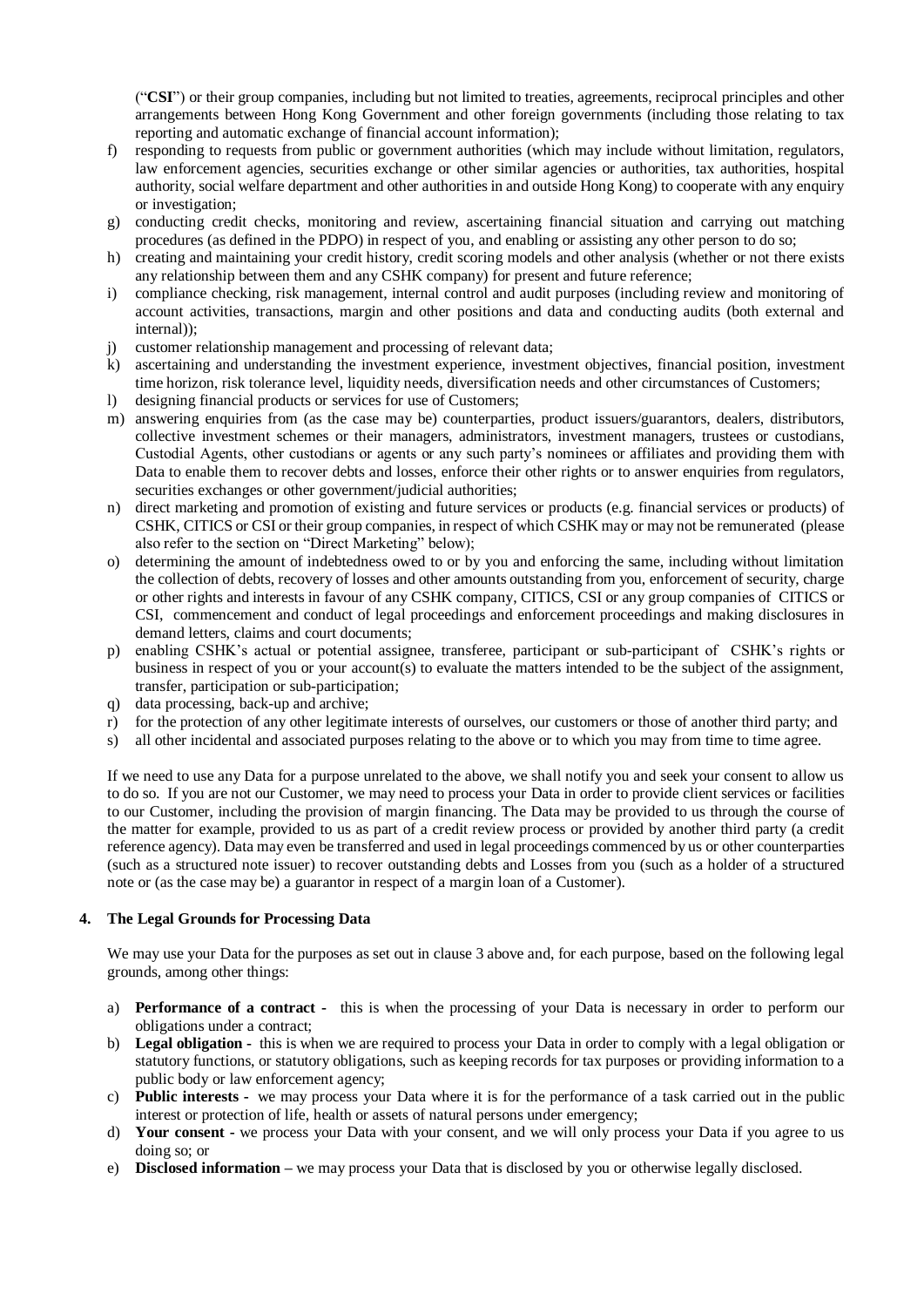("**CSI**") or their group companies, including but not limited to treaties, agreements, reciprocal principles and other arrangements between Hong Kong Government and other foreign governments (including those relating to tax reporting and automatic exchange of financial account information);

f) responding to requests from public or government authorities (which may include without limitation, regulators, law enforcement agencies, securities exchange or other similar agencies or authorities, tax authorities, hospital authority, social welfare department and other authorities in and outside Hong Kong) to cooperate with any enquiry or investigation;
g) conducting credit checks, monitoring and review, ascertaining financial situation and carrying out matching procedures (as defined in the PDPO) in respect of you, and enabling or assisting any other person to do so;
h) creating and maintaining your credit history, credit scoring models and other analysis (whether or not there exists any relationship between them and any CSHK company) for present and future reference;
i) compliance checking, risk management, internal control and audit purposes (including review and monitoring of account activities, transactions, margin and other positions and data and conducting audits (both external and internal));
j) customer relationship management and processing of relevant data;
k) ascertaining and understanding the investment experience, investment objectives, financial position, investment time horizon, risk tolerance level, liquidity needs, diversification needs and other circumstances of Customers;
l) designing financial products or services for use of Customers;
m) answering enquiries from (as the case may be) counterparties, product issuers/guarantors, dealers, distributors, collective investment schemes or their managers, administrators, investment managers, trustees or custodians, Custodial Agents, other custodians or agents or any such party's nominees or affiliates and providing them with Data to enable them to recover debts and losses, enforce their other rights or to answer enquiries from regulators, securities exchanges or other government/judicial authorities;
n) direct marketing and promotion of existing and future services or products (e.g. financial services or products) of CSHK, CITICS or CSI or their group companies, in respect of which CSHK may or may not be remunerated (please also refer to the section on "Direct Marketing" below);
o) determining the amount of indebtedness owed to or by you and enforcing the same, including without limitation the collection of debts, recovery of losses and other amounts outstanding from you, enforcement of security, charge or other rights and interests in favour of any CSHK company, CITICS, CSI or any group companies of CITICS or CSI, commencement and conduct of legal proceedings and enforcement proceedings and making disclosures in demand letters, claims and court documents;
p) enabling CSHK's actual or potential assignee, transferee, participant or sub-participant of CSHK's rights or business in respect of you or your account(s) to evaluate the matters intended to be the subject of the assignment, transfer, participation or sub-participation;
q) data processing, back-up and archive;
r) for the protection of any other legitimate interests of ourselves, our customers or those of another third party; and
s) all other incidental and associated purposes relating to the above or to which you may from time to time agree.

If we need to use any Data for a purpose unrelated to the above, we shall notify you and seek your consent to allow us to do so. If you are not our Customer, we may need to process your Data in order to provide client services or facilities to our Customer, including the provision of margin financing. The Data may be provided to us through the course of the matter for example, provided to us as part of a credit review process or provided by another third party (a credit reference agency). Data may even be transferred and used in legal proceedings commenced by us or other counterparties (such as a structured note issuer) to recover outstanding debts and Losses from you (such as a holder of a structured note or (as the case may be) a guarantor in respect of a margin loan of a Customer).

## 4. The Legal Grounds for Processing Data

We may use your Data for the purposes as set out in clause 3 above and, for each purpose, based on the following legal grounds, among other things:

a) **Performance of a contract -** this is when the processing of your Data is necessary in order to perform our obligations under a contract;
b) **Legal obligation -** this is when we are required to process your Data in order to comply with a legal obligation or statutory functions, or statutory obligations, such as keeping records for tax purposes or providing information to a public body or law enforcement agency;
c) **Public interests -** we may process your Data where it is for the performance of a task carried out in the public interest or protection of life, health or assets of natural persons under emergency;
d) **Your consent -** we process your Data with your consent, and we will only process your Data if you agree to us doing so; or
e) **Disclosed information –** we may process your Data that is disclosed by you or otherwise legally disclosed.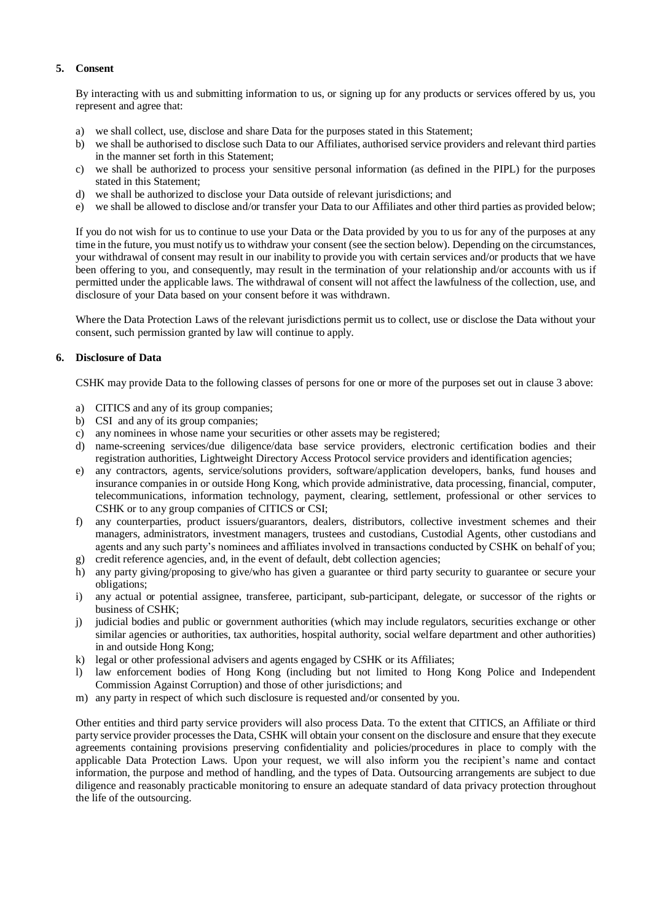## 5. Consent

By interacting with us and submitting information to us, or signing up for any products or services offered by us, you represent and agree that:

a) we shall collect, use, disclose and share Data for the purposes stated in this Statement;
b) we shall be authorised to disclose such Data to our Affiliates, authorised service providers and relevant third parties in the manner set forth in this Statement;
c) we shall be authorized to process your sensitive personal information (as defined in the PIPL) for the purposes stated in this Statement;
d) we shall be authorized to disclose your Data outside of relevant jurisdictions; and
e) we shall be allowed to disclose and/or transfer your Data to our Affiliates and other third parties as provided below;

If you do not wish for us to continue to use your Data or the Data provided by you to us for any of the purposes at any time in the future, you must notify us to withdraw your consent (see the section below). Depending on the circumstances, your withdrawal of consent may result in our inability to provide you with certain services and/or products that we have been offering to you, and consequently, may result in the termination of your relationship and/or accounts with us if permitted under the applicable laws. The withdrawal of consent will not affect the lawfulness of the collection, use, and disclosure of your Data based on your consent before it was withdrawn.

Where the Data Protection Laws of the relevant jurisdictions permit us to collect, use or disclose the Data without your consent, such permission granted by law will continue to apply.

## 6. Disclosure of Data

CSHK may provide Data to the following classes of persons for one or more of the purposes set out in clause 3 above:

a) CITICS and any of its group companies;
b) CSI and any of its group companies;
c) any nominees in whose name your securities or other assets may be registered;
d) name-screening services/due diligence/data base service providers, electronic certification bodies and their registration authorities, Lightweight Directory Access Protocol service providers and identification agencies;
e) any contractors, agents, service/solutions providers, software/application developers, banks, fund houses and insurance companies in or outside Hong Kong, which provide administrative, data processing, financial, computer, telecommunications, information technology, payment, clearing, settlement, professional or other services to CSHK or to any group companies of CITICS or CSI;
f) any counterparties, product issuers/guarantors, dealers, distributors, collective investment schemes and their managers, administrators, investment managers, trustees and custodians, Custodial Agents, other custodians and agents and any such party's nominees and affiliates involved in transactions conducted by CSHK on behalf of you;
g) credit reference agencies, and, in the event of default, debt collection agencies;
h) any party giving/proposing to give/who has given a guarantee or third party security to guarantee or secure your obligations;
i) any actual or potential assignee, transferee, participant, sub-participant, delegate, or successor of the rights or business of CSHK;
j) judicial bodies and public or government authorities (which may include regulators, securities exchange or other similar agencies or authorities, tax authorities, hospital authority, social welfare department and other authorities) in and outside Hong Kong;
k) legal or other professional advisers and agents engaged by CSHK or its Affiliates;
l) law enforcement bodies of Hong Kong (including but not limited to Hong Kong Police and Independent Commission Against Corruption) and those of other jurisdictions; and
m) any party in respect of which such disclosure is requested and/or consented by you.

Other entities and third party service providers will also process Data. To the extent that CITICS, an Affiliate or third party service provider processes the Data, CSHK will obtain your consent on the disclosure and ensure that they execute agreements containing provisions preserving confidentiality and policies/procedures in place to comply with the applicable Data Protection Laws. Upon your request, we will also inform you the recipient's name and contact information, the purpose and method of handling, and the types of Data. Outsourcing arrangements are subject to due diligence and reasonably practicable monitoring to ensure an adequate standard of data privacy protection throughout the life of the outsourcing.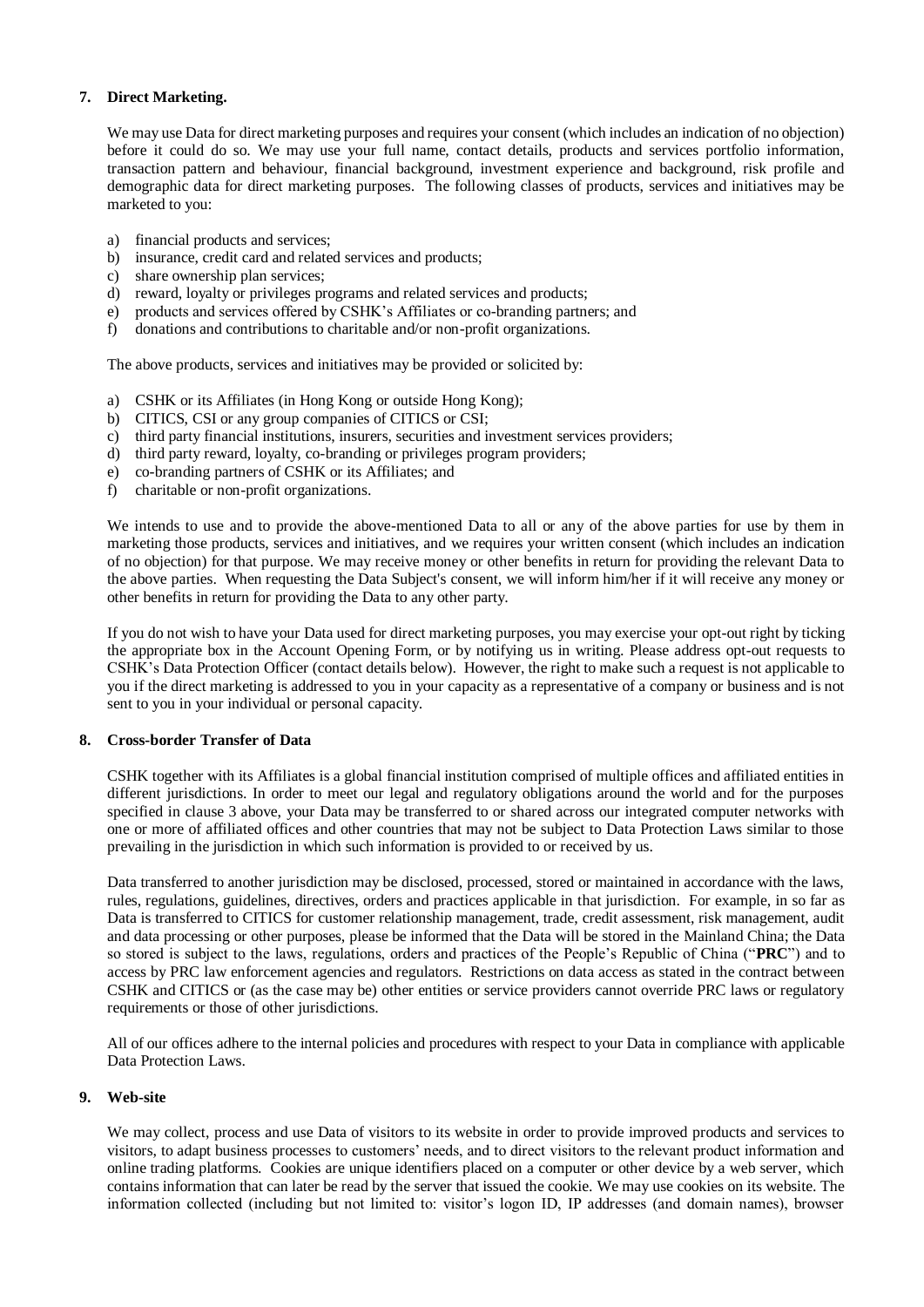## 7. Direct Marketing.

We may use Data for direct marketing purposes and requires your consent (which includes an indication of no objection) before it could do so. We may use your full name, contact details, products and services portfolio information, transaction pattern and behaviour, financial background, investment experience and background, risk profile and demographic data for direct marketing purposes. The following classes of products, services and initiatives may be marketed to you:

a) financial products and services;
b) insurance, credit card and related services and products;
c) share ownership plan services;
d) reward, loyalty or privileges programs and related services and products;
e) products and services offered by CSHK's Affiliates or co-branding partners; and
f) donations and contributions to charitable and/or non-profit organizations.

The above products, services and initiatives may be provided or solicited by:

a) CSHK or its Affiliates (in Hong Kong or outside Hong Kong);
b) CITICS, CSI or any group companies of CITICS or CSI;
c) third party financial institutions, insurers, securities and investment services providers;
d) third party reward, loyalty, co-branding or privileges program providers;
e) co-branding partners of CSHK or its Affiliates; and
f) charitable or non-profit organizations.

We intends to use and to provide the above-mentioned Data to all or any of the above parties for use by them in marketing those products, services and initiatives, and we requires your written consent (which includes an indication of no objection) for that purpose. We may receive money or other benefits in return for providing the relevant Data to the above parties. When requesting the Data Subject's consent, we will inform him/her if it will receive any money or other benefits in return for providing the Data to any other party.

If you do not wish to have your Data used for direct marketing purposes, you may exercise your opt-out right by ticking the appropriate box in the Account Opening Form, or by notifying us in writing. Please address opt-out requests to CSHK's Data Protection Officer (contact details below). However, the right to make such a request is not applicable to you if the direct marketing is addressed to you in your capacity as a representative of a company or business and is not sent to you in your individual or personal capacity.

## 8. Cross-border Transfer of Data

CSHK together with its Affiliates is a global financial institution comprised of multiple offices and affiliated entities in different jurisdictions. In order to meet our legal and regulatory obligations around the world and for the purposes specified in clause 3 above, your Data may be transferred to or shared across our integrated computer networks with one or more of affiliated offices and other countries that may not be subject to Data Protection Laws similar to those prevailing in the jurisdiction in which such information is provided to or received by us.

Data transferred to another jurisdiction may be disclosed, processed, stored or maintained in accordance with the laws, rules, regulations, guidelines, directives, orders and practices applicable in that jurisdiction. For example, in so far as Data is transferred to CITICS for customer relationship management, trade, credit assessment, risk management, audit and data processing or other purposes, please be informed that the Data will be stored in the Mainland China; the Data so stored is subject to the laws, regulations, orders and practices of the People's Republic of China ("**PRC**") and to access by PRC law enforcement agencies and regulators. Restrictions on data access as stated in the contract between CSHK and CITICS or (as the case may be) other entities or service providers cannot override PRC laws or regulatory requirements or those of other jurisdictions.

All of our offices adhere to the internal policies and procedures with respect to your Data in compliance with applicable Data Protection Laws.

## 9. Web-site

We may collect, process and use Data of visitors to its website in order to provide improved products and services to visitors, to adapt business processes to customers' needs, and to direct visitors to the relevant product information and online trading platforms. Cookies are unique identifiers placed on a computer or other device by a web server, which contains information that can later be read by the server that issued the cookie. We may use cookies on its website. The information collected (including but not limited to: visitor's logon ID, IP addresses (and domain names), browser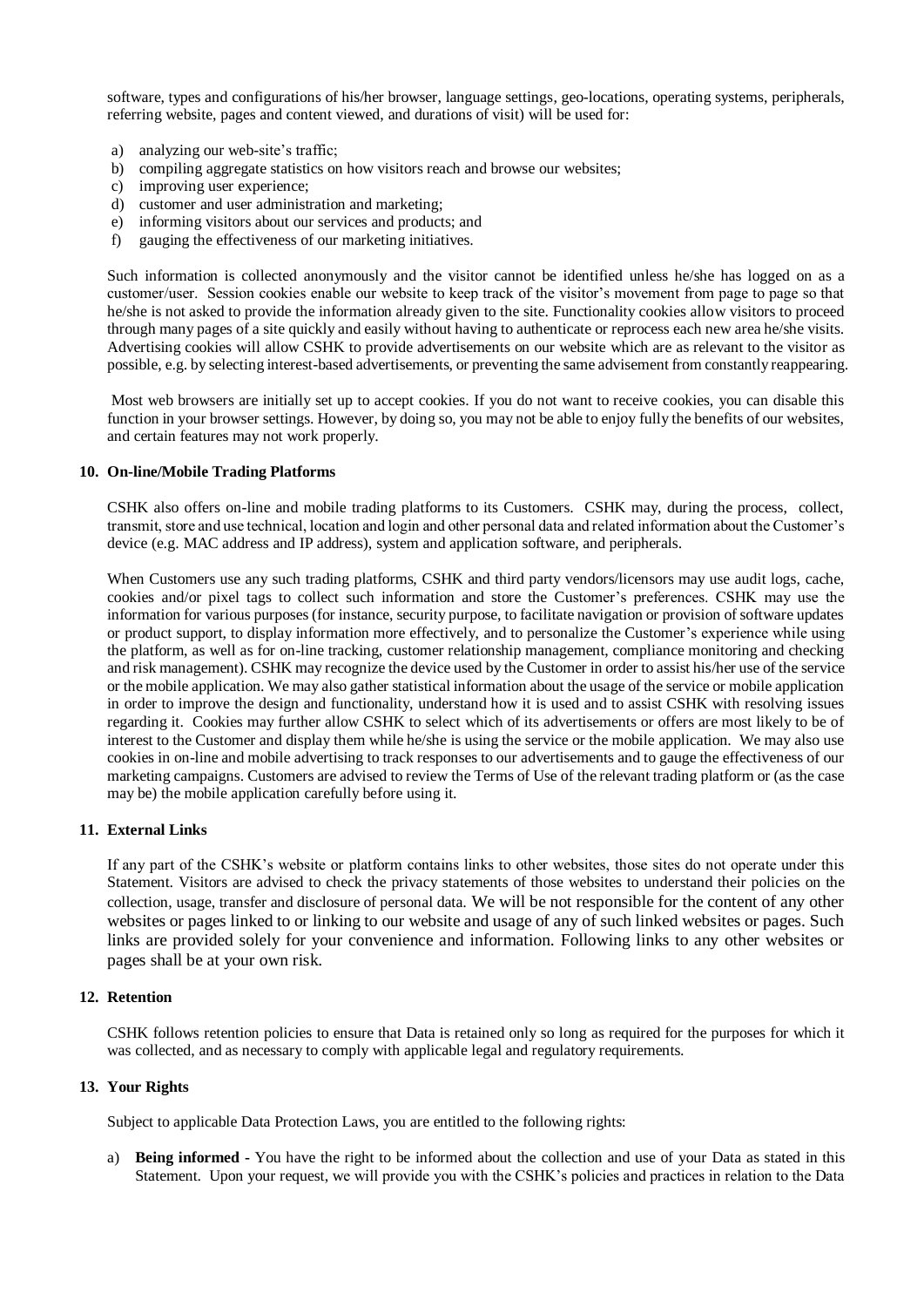software, types and configurations of his/her browser, language settings, geo-locations, operating systems, peripherals, referring website, pages and content viewed, and durations of visit) will be used for:

a) analyzing our web-site's traffic;
b) compiling aggregate statistics on how visitors reach and browse our websites;
c) improving user experience;
d) customer and user administration and marketing;
e) informing visitors about our services and products; and
f) gauging the effectiveness of our marketing initiatives.

Such information is collected anonymously and the visitor cannot be identified unless he/she has logged on as a customer/user. Session cookies enable our website to keep track of the visitor's movement from page to page so that he/she is not asked to provide the information already given to the site. Functionality cookies allow visitors to proceed through many pages of a site quickly and easily without having to authenticate or reprocess each new area he/she visits. Advertising cookies will allow CSHK to provide advertisements on our website which are as relevant to the visitor as possible, e.g. by selecting interest-based advertisements, or preventing the same advisement from constantly reappearing.

Most web browsers are initially set up to accept cookies. If you do not want to receive cookies, you can disable this function in your browser settings. However, by doing so, you may not be able to enjoy fully the benefits of our websites, and certain features may not work properly.

**10. On-line/Mobile Trading Platforms**

CSHK also offers on-line and mobile trading platforms to its Customers. CSHK may, during the process, collect, transmit, store and use technical, location and login and other personal data and related information about the Customer's device (e.g. MAC address and IP address), system and application software, and peripherals.

When Customers use any such trading platforms, CSHK and third party vendors/licensors may use audit logs, cache, cookies and/or pixel tags to collect such information and store the Customer's preferences. CSHK may use the information for various purposes (for instance, security purpose, to facilitate navigation or provision of software updates or product support, to display information more effectively, and to personalize the Customer's experience while using the platform, as well as for on-line tracking, customer relationship management, compliance monitoring and checking and risk management). CSHK may recognize the device used by the Customer in order to assist his/her use of the service or the mobile application. We may also gather statistical information about the usage of the service or mobile application in order to improve the design and functionality, understand how it is used and to assist CSHK with resolving issues regarding it. Cookies may further allow CSHK to select which of its advertisements or offers are most likely to be of interest to the Customer and display them while he/she is using the service or the mobile application. We may also use cookies in on-line and mobile advertising to track responses to our advertisements and to gauge the effectiveness of our marketing campaigns. Customers are advised to review the Terms of Use of the relevant trading platform or (as the case may be) the mobile application carefully before using it.

**11. External Links**

If any part of the CSHK's website or platform contains links to other websites, those sites do not operate under this Statement. Visitors are advised to check the privacy statements of those websites to understand their policies on the collection, usage, transfer and disclosure of personal data. We will be not responsible for the content of any other websites or pages linked to or linking to our website and usage of any of such linked websites or pages. Such links are provided solely for your convenience and information. Following links to any other websites or pages shall be at your own risk.

**12. Retention**

CSHK follows retention policies to ensure that Data is retained only so long as required for the purposes for which it was collected, and as necessary to comply with applicable legal and regulatory requirements.

**13. Your Rights**

Subject to applicable Data Protection Laws, you are entitled to the following rights:

a) **Being informed** - You have the right to be informed about the collection and use of your Data as stated in this Statement. Upon your request, we will provide you with the CSHK's policies and practices in relation to the Data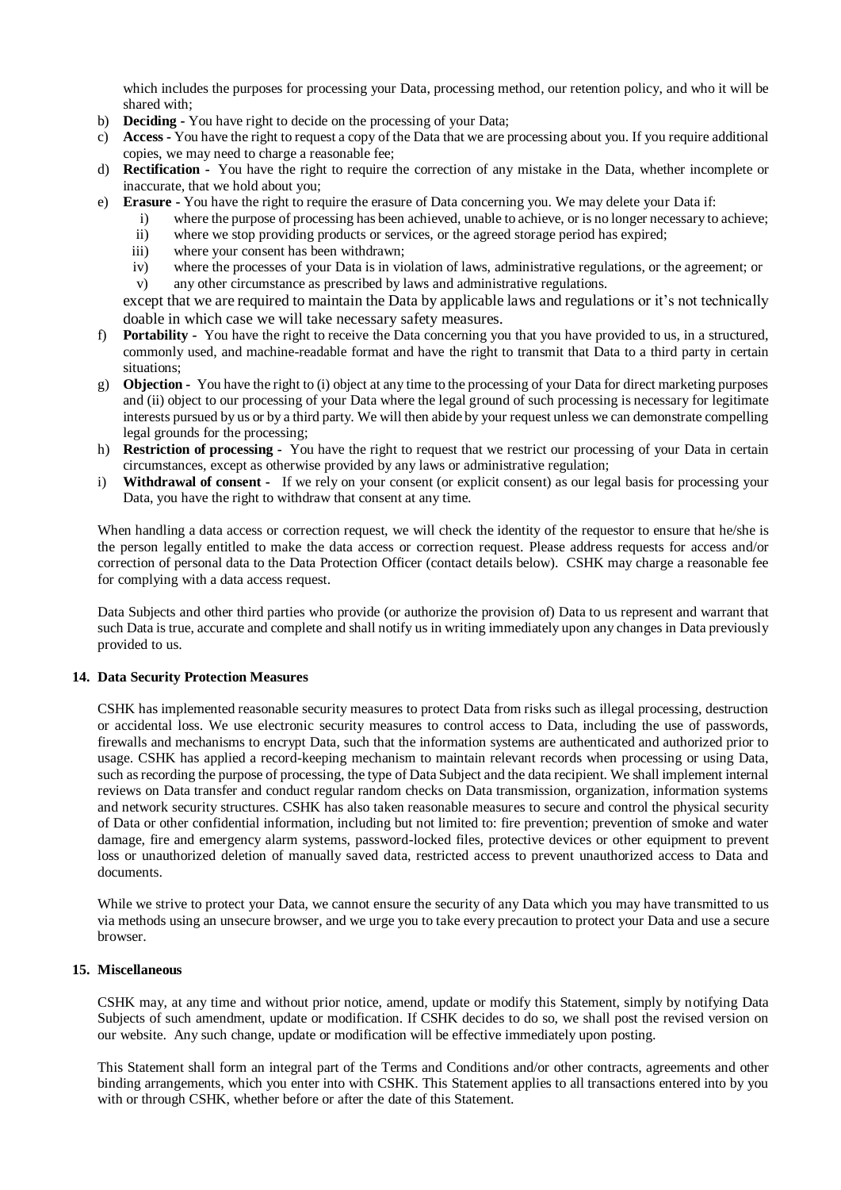which includes the purposes for processing your Data, processing method, our retention policy, and who it will be shared with;

b) **Deciding -** You have right to decide on the processing of your Data;

c) **Access -** You have the right to request a copy of the Data that we are processing about you. If you require additional copies, we may need to charge a reasonable fee;

d) **Rectification -** You have the right to require the correction of any mistake in the Data, whether incomplete or inaccurate, that we hold about you;

e) **Erasure -** You have the right to require the erasure of Data concerning you. We may delete your Data if:

   i) where the purpose of processing has been achieved, unable to achieve, or is no longer necessary to achieve;
   ii) where we stop providing products or services, or the agreed storage period has expired;
   iii) where your consent has been withdrawn;
   iv) where the processes of your Data is in violation of laws, administrative regulations, or the agreement; or
   v) any other circumstance as prescribed by laws and administrative regulations.

   except that we are required to maintain the Data by applicable laws and regulations or it's not technically doable in which case we will take necessary safety measures.

f) **Portability -** You have the right to receive the Data concerning you that you have provided to us, in a structured, commonly used, and machine-readable format and have the right to transmit that Data to a third party in certain situations;

g) **Objection -** You have the right to (i) object at any time to the processing of your Data for direct marketing purposes and (ii) object to our processing of your Data where the legal ground of such processing is necessary for legitimate interests pursued by us or by a third party. We will then abide by your request unless we can demonstrate compelling legal grounds for the processing;

h) **Restriction of processing -** You have the right to request that we restrict our processing of your Data in certain circumstances, except as otherwise provided by any laws or administrative regulation;

i) **Withdrawal of consent -** If we rely on your consent (or explicit consent) as our legal basis for processing your Data, you have the right to withdraw that consent at any time.

When handling a data access or correction request, we will check the identity of the requestor to ensure that he/she is the person legally entitled to make the data access or correction request. Please address requests for access and/or correction of personal data to the Data Protection Officer (contact details below). CSHK may charge a reasonable fee for complying with a data access request.

Data Subjects and other third parties who provide (or authorize the provision of) Data to us represent and warrant that such Data is true, accurate and complete and shall notify us in writing immediately upon any changes in Data previously provided to us.

## 14. Data Security Protection Measures

CSHK has implemented reasonable security measures to protect Data from risks such as illegal processing, destruction or accidental loss. We use electronic security measures to control access to Data, including the use of passwords, firewalls and mechanisms to encrypt Data, such that the information systems are authenticated and authorized prior to usage. CSHK has applied a record-keeping mechanism to maintain relevant records when processing or using Data, such as recording the purpose of processing, the type of Data Subject and the data recipient. We shall implement internal reviews on Data transfer and conduct regular random checks on Data transmission, organization, information systems and network security structures. CSHK has also taken reasonable measures to secure and control the physical security of Data or other confidential information, including but not limited to: fire prevention; prevention of smoke and water damage, fire and emergency alarm systems, password-locked files, protective devices or other equipment to prevent loss or unauthorized deletion of manually saved data, restricted access to prevent unauthorized access to Data and documents.

While we strive to protect your Data, we cannot ensure the security of any Data which you may have transmitted to us via methods using an unsecure browser, and we urge you to take every precaution to protect your Data and use a secure browser.

## 15. Miscellaneous

CSHK may, at any time and without prior notice, amend, update or modify this Statement, simply by notifying Data Subjects of such amendment, update or modification. If CSHK decides to do so, we shall post the revised version on our website. Any such change, update or modification will be effective immediately upon posting.

This Statement shall form an integral part of the Terms and Conditions and/or other contracts, agreements and other binding arrangements, which you enter into with CSHK. This Statement applies to all transactions entered into by you with or through CSHK, whether before or after the date of this Statement.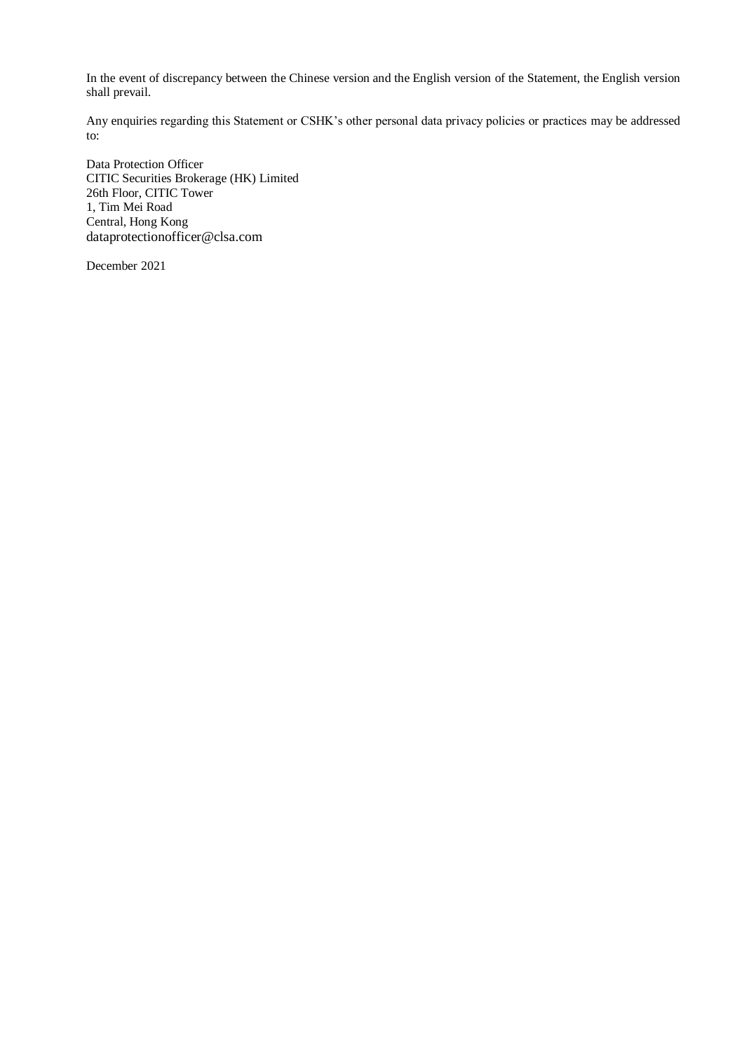In the event of discrepancy between the Chinese version and the English version of the Statement, the English version shall prevail.

Any enquiries regarding this Statement or CSHK's other personal data privacy policies or practices may be addressed to:

Data Protection Officer  
CITIC Securities Brokerage (HK) Limited  
26th Floor, CITIC Tower  
1, Tim Mei Road  
Central, Hong Kong  
dataprotectionofficer@clsa.com

December 2021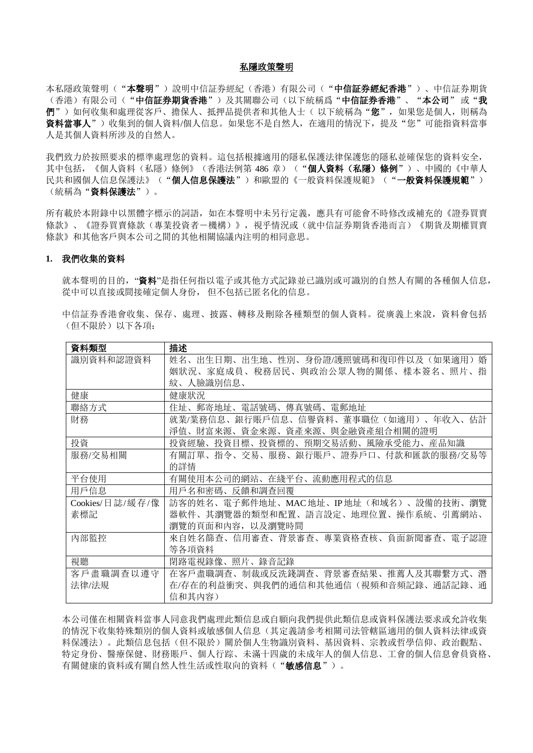<u>私隱政策聲明</u>

本私隱政策聲明（“**本聲明**”）說明中信証券經紀（香港）有限公司（“**中信証券經紀香港**”）、中信証券期貨（香港）有限公司（“**中信証券期貨香港**”）及其關聯公司（以下統稱爲“**中信証券香港**”、“**本公司**”或“**我們**”）如何收集和處理從客戶、擔保人、抵押品提供者和其他人士（以下統稱為“**您**”，如果您是個人，則稱為**資料當事人**”）收集到的個人資料/個人信息。如果您不是自然人，在適用的情況下，提及“您”可能指資料當事人是其個人資料所涉及的自然人。

我們致力於按照要求的標準處理您的資料。這包括根據適用的隱私保護法律保護您的隱私並確保您的資料安全，其中包括，《個人資料（私隱）條例》（香港法例第 486 章）（“**個人資料（私隱）條例**”）、中國的《中華人民共和國個人信息保護法》（“**個人信息保護法**”）和歐盟的《一般資料保護規範》（“**一般資料保護規範**”）（統稱為“**資料保護法**”）。

所有載於本附錄中以黑體字標示的詞語，如在本聲明中未另行定義，應具有可能會不時修改或補充的《證券買賣條款》、《證券買賣條款（專業投資者－機構）》，視乎情況或（就中信証券期貨香港而言）《期貨及期權買賣條款》和其他客戶與本公司之間的其他相關協議內注明的相同意思。

**1. 我們收集的資料**

就本聲明的目的，“**資料**”是指任何指以電子或其他方式記錄並已識別或可識別的自然人有關的各種個人信息，從中可以直接或間接確定個人身份，但不包括已匿名化的信息。

中信証券香港會收集、保存、處理、披露、轉移及刪除各種類型的個人資料。從廣義上來說，資料會包括（但不限於）以下各項：

| **資料類型** | **描述** |
|---|---|
| 識別資料和認證資料 | 姓名、出生日期、出生地、性別、身份證/護照號碼和復印件以及（如果適用）婚姻狀況、家庭成員、稅務居民、與政治公眾人物的關係、樣本簽名、照片、指紋、人臉識別信息、 |
| 健康 | 健康狀況 |
| 聯絡方式 | 住址、郵寄地址、電話號碼、傳真號碼、電郵地址 |
| 財務 | 就業/業務信息、銀行賬戶信息、信譽資料、董事職位（如適用）、年收入、估計淨值、財富來源、資金來源、資產來源、與金融資產組合相關的證明 |
| 投資 | 投資經驗、投資目標、投資標的、預期交易活動、風險承受能力、產品知識 |
| 服務/交易相關 | 有關訂單、指令、交易、服務、銀行賬戶、證券戶口、付款和匯款的服務/交易等的詳情 |
| 平台使用 | 有關使用本公司的網站、在綫平台、流動應用程式的信息 |
| 用戶信息 | 用戶名和密碼、反饋和調查回覆 |
| Cookies/日誌/緩存/像素標記 | 訪客的姓名、電子郵件地址、MAC 地址、IP 地址（和域名）、設備的技術、瀏覽器軟件、其瀏覽器的類型和配置、語言設定、地理位置、操作系統、引薦網站、瀏覽的頁面和內容，以及瀏覽時間 |
| 內部監控 | 來自姓名篩查、信用審查、背景審查、專業資格查核、負面新聞審查、電子認證等各項資料 |
| 視聽 | 閉路電視錄像、照片、錄音記錄 |
| 客戶盡職調查以遵守法律/法規 | 在客戶盡職調查、制裁或反洗錢調查、背景審查結果、推薦人及其聯繫方式、潛在/存在的利益衝突、與我們的通信和其他通信（視頻和音頻記錄、通話記錄、通信和其內容） |

本公司僅在相關資料當事人同意我們處理此類信息或自願向我們提供此類信息或資料保護法要求或允許收集的情況下收集特殊類別的個人資料或敏感個人信息（其定義請參考相關司法管轄區適用的個人資料法律或資料保護法）。此類信息包括（但不限於）關於個人生物識別資料、基因資料、宗教或哲學信仰、政治觀點、特定身份、醫療保健、財務賬戶、個人行踪、未滿十四歲的未成年人的個人信息、工會的個人信息會員資格、有關健康的資料或有關自然人性生活或性取向的資料（“**敏感信息**”）。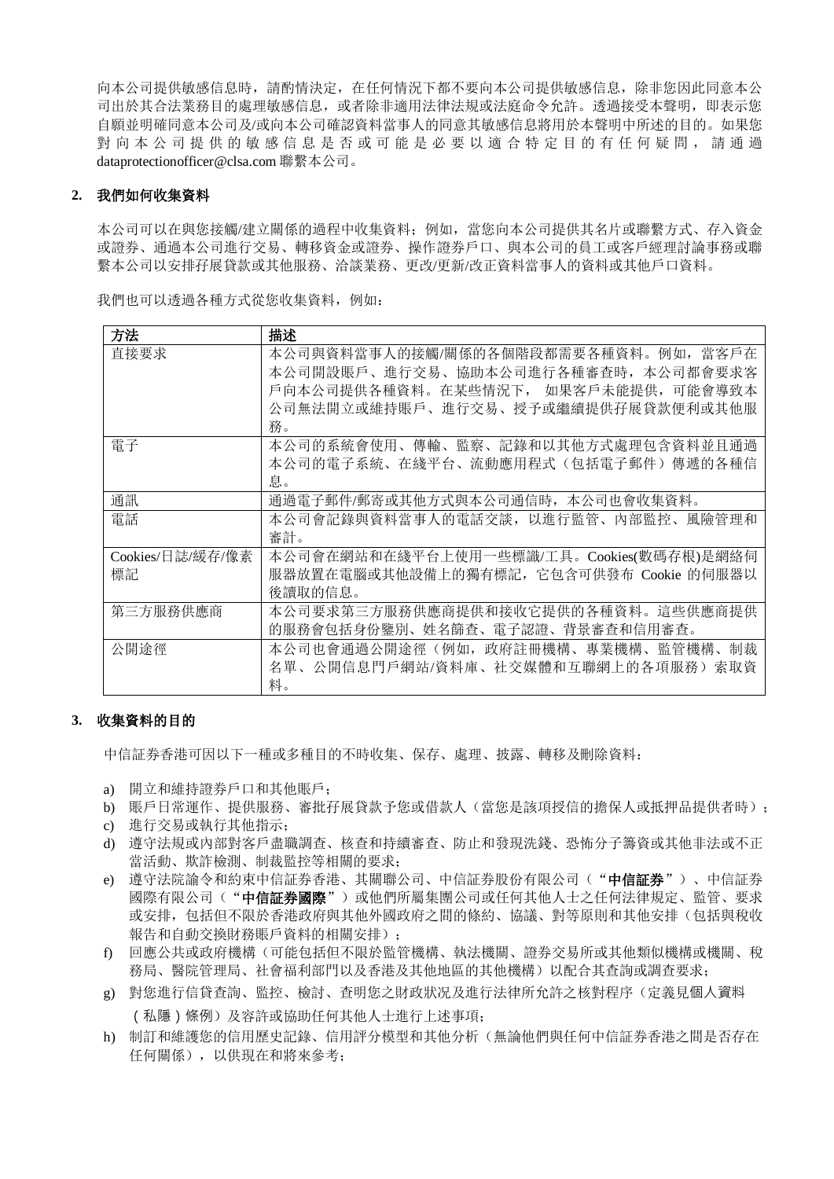向本公司提供敏感信息時，請酌情決定，在任何情況下都不要向本公司提供敏感信息，除非您因此同意本公司出於其合法業務目的處理敏感信息，或者除非適用法律法規或法庭命令允許。透過接受本聲明，即表示您自願並明確同意本公司及/或向本公司確認資料當事人的同意其敏感信息將用於本聲明中所述的目的。如果您對向本公司提供的敏感信息是否或可能是必要以適合特定目的有任何疑問，請通過 dataprotectionofficer@clsa.com 聯繫本公司。

## 2. 我們如何收集資料

本公司可以在與您接觸/建立關係的過程中收集資料；例如，當您向本公司提供其名片或聯繫方式、存入資金或證券、通過本公司進行交易、轉移資金或證券、操作證券戶口、與本公司的員工或客戶經理討論事務或聯繫本公司以安排孖展貸款或其他服務、洽談業務、更改/更新/改正資料當事人的資料或其他戶口資料。

我們也可以透過各種方式從您收集資料，例如：

| 方法 | 描述 |
|---|---|
| 直接要求 | 本公司與資料當事人的接觸/關係的各個階段都需要各種資料。例如，當客戶在本公司開設賬戶、進行交易、協助本公司進行各種審查時，本公司都會要求客戶向本公司提供各種資料。在某些情況下， 如果客戶未能提供，可能會導致本公司無法開立或維持賬戶、進行交易、授予或繼續提供孖展貸款便利或其他服務。 |
| 電子 | 本公司的系統會使用、傳輸、監察、記錄和以其他方式處理包含資料並且通過本公司的電子系統、在綫平台、流動應用程式（包括電子郵件）傳遞的各種信息。 |
| 通訊 | 通過電子郵件/郵寄或其他方式與本公司通信時，本公司也會收集資料。 |
| 電話 | 本公司會記錄與資料當事人的電話交談，以進行監管、內部監控、風險管理和審計。 |
| Cookies/日誌/緩存/像素標記 | 本公司會在網站和在綫平台上使用一些標識/工具。Cookies(數碼存根)是網絡伺服器放置在電腦或其他設備上的獨有標記，它包含可供發布 Cookie 的伺服器以後讀取的信息。 |
| 第三方服務供應商 | 本公司要求第三方服務供應商提供和接收它提供的各種資料。這些供應商提供的服務會包括身份鑒別、姓名篩查、電子認證、背景審查和信用審查。 |
| 公開途徑 | 本公司也會通過公開途徑（例如，政府註冊機構、專業機構、監管機構、制裁名單、公開信息門戶網站/資料庫、社交媒體和互聯網上的各項服務）索取資料。 |

## 3. 收集資料的目的

中信証券香港可因以下一種或多種目的不時收集、保存、處理、披露、轉移及刪除資料：

a) 開立和維持證券戶口和其他賬戶；
b) 賬戶日常運作、提供服務、審批孖展貸款予您或借款人（當您是該項授信的擔保人或抵押品提供者時）；
c) 進行交易或執行其他指示；
d) 遵守法規或內部對客戶盡職調查、核查和持續審查、防止和發現洗錢、恐怖分子籌資或其他非法或不正當活動、欺詐檢測、制裁監控等相關的要求；
e) 遵守法院諭令和約束中信証券香港、其關聯公司、中信証券股份有限公司（“**中信証券**”）、中信証券國際有限公司（“**中信証券國際**”）或他們所屬集團公司或任何其他人士之任何法律規定、監管、要求或安排，包括但不限於香港政府與其他外國政府之間的條約、協議、對等原則和其他安排（包括與稅收報告和自動交換財務賬戶資料的相關安排）；
f) 回應公共或政府機構（可能包括但不限於監管機構、執法機關、證券交易所或其他類似機構或機關、稅務局、醫院管理局、社會福利部門以及香港及其他地區的其他機構）以配合其查詢或調查要求；
g) 對您進行信貸查詢、監控、檢討、查明您之財政狀況及進行法律所允許之核對程序（定義見個人資料（私隱）條例）及容許或協助任何其他人士進行上述事項；
h) 制訂和維護您的信用歷史記錄、信用評分模型和其他分析（無論他們與任何中信証券香港之間是否存在任何關係），以供現在和將來參考；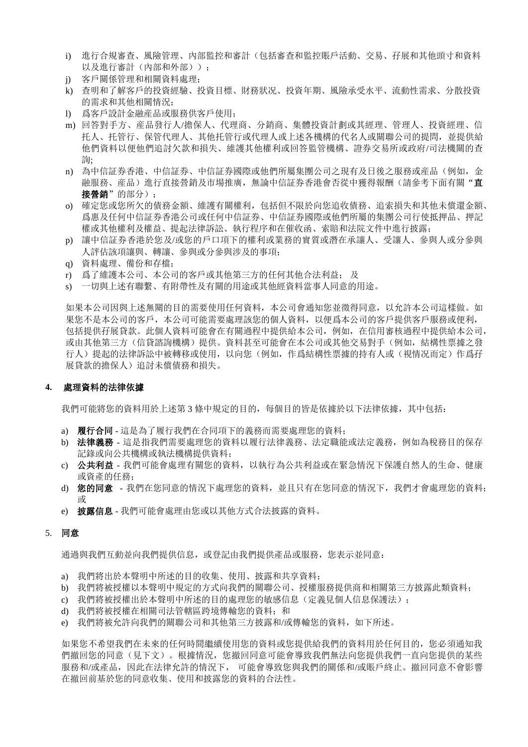i) 進行合規審查、風險管理、內部監控和審計（包括審查和監控賬戶活動、交易、孖展和其他頭寸和資料以及進行審計（內部和外部））；
j) 客戶關係管理和相關資料處理;
k) 查明和了解客戶的投資經驗、投資目標、財務狀況、投資年期、風險承受水平、流動性需求、分散投資的需求和其他相關情況;
l) 爲客戶設計金融產品或服務供客戶使用;
m) 回答對手方、產品發行人/擔保人、代理商、分銷商、集體投資計劃或其經理、管理人、投資經理、信托人、托管行、保管代理人、其他托管行或代理人或上述各機構的代名人或關聯公司的提問，並提供給他們資料以便他們追討欠款和損失、維護其他權利或回答監管機構、證券交易所或政府/司法機關的查詢;
n) 為中信証券香港、中信証券、中信証券國際或他們所屬集團公司之現有及日後之服務或產品（例如，金融服務、產品）進行直接營銷及市場推廣，無論中信証券香港會否從中獲得報酬（請參考下面有關"**直接營銷**"的部分）；
o) 確定您或您所欠的債務金額、維護有關權利，包括但不限於向您追收債務、追索損失和其他未償還金額、爲惠及任何中信証券香港公司或任何中信証券、中信証券國際或他們所屬的集團公司行使抵押品、押記權或其他權利及權益、提起法律訴訟、執行程序和在催收函、索賠和法院文件中進行披露;
p) 讓中信証券香港於您及/或您的戶口項下的權利或業務的實質或潛在承讓人、受讓人、參與人或分參與人評估該項讓與、轉讓、參與或分參與涉及的事項;
q) 資料處理、備份和存檔;
r) 爲了維護本公司、本公司的客戶或其他第三方的任何其他合法利益； 及
s) 一切與上述有聯繫、有附帶性及有關的用途或其他經資料當事人同意的用途。

如果本公司因與上述無關的目的需要使用任何資料，本公司會通知您並徵得同意，以允許本公司這樣做。如果您不是本公司的客戶，本公司可能需要處理該您的個人資料，以便爲本公司的客戶提供客戶服務或便利，包括提供孖展貸款。此個人資料可能會在有關過程中提供給本公司，例如，在信用審核過程中提供給本公司，或由其他第三方（信貸諮詢機構）提供。資料甚至可能會在本公司或其他交易對手（例如，結構性票據之發行人）提起的法律訴訟中被轉移或使用，以向您（例如，作爲結構性票據的持有人或（視情況而定）作爲孖展貸款的擔保人）追討未償債務和損失。

## 4. 處理資料的法律依據

我們可能將您的資料用於上述第 3 條中規定的目的，每個目的皆是依據於以下法律依據，其中包括:

a) **履行合同** - 這是為了履行我們在合同項下的義務而需要處理您的資料;
b) **法律義務** - 這是指我們需要處理您的資料以履行法律義務、法定職能或法定義務，例如為稅務目的保存記錄或向公共機構或執法機構提供資料;
c) **公共利益** - 我們可能會處理有關您的資料，以執行為公共利益或在緊急情況下保護自然人的生命、健康或資產的任務;
d) **您的同意** - 我們在您同意的情況下處理您的資料，並且只有在您同意的情況下，我們才會處理您的資料;或
e) **披露信息** - 我們可能會處理由您或以其他方式合法披露的資料。

## 5. 同意

通過與我們互動並向我們提供信息，或登記由我們提供產品或服務，您表示並同意:

a) 我們將出於本聲明中所述的目的收集、使用、披露和共享資料;
b) 我們將被授權以本聲明中規定的方式向我們的關聯公司、授權服務提供商和相關第三方披露此類資料;
c) 我們將被授權出於本聲明中所述的目的處理您的敏感信息（定義見個人信息保護法）;
d) 我們將被授權在相關司法管轄區跨境傳輸您的資料; 和
e) 我們將被允許向我們的關聯公司和其他第三方披露和/或傳輸您的資料，如下所述。

如果您不希望我們在未來的任何時間繼續使用您的資料或您提供給我們的資料用於任何目的，您必須通知我們撤回您的同意（見下文）。根據情況，您撤回同意可能會導致我們無法向您提供我們一直向您提供的某些服務和/或產品，因此在法律允許的情況下， 可能會導致您與我們的關係和/或賬戶終止。撤回同意不會影響在撤回前基於您的同意收集、使用和披露您的資料的合法性。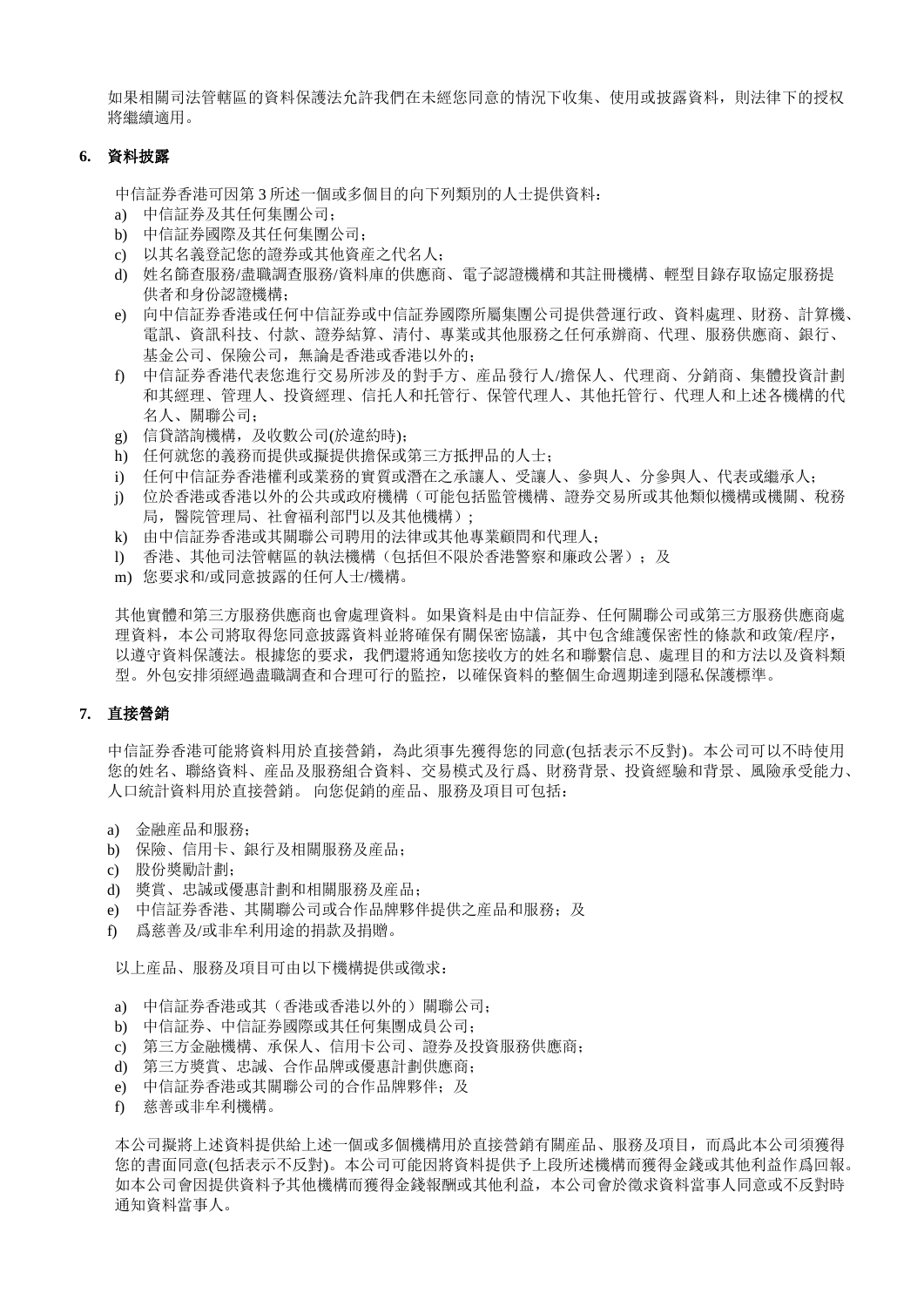如果相關司法管轄區的資料保護法允許我們在未經您同意的情況下收集、使用或披露資料，則法律下的授权將繼續適用。

## 6. 資料披露

中信証券香港可因第 3 所述一個或多個目的向下列類別的人士提供資料：

a) 中信証券及其任何集團公司；
b) 中信証券國際及其任何集團公司；
c) 以其名義登記您的證券或其他資產之代名人；
d) 姓名篩查服務/盡職調查服務/資料庫的供應商、電子認證機構和其註冊機構、輕型目錄存取協定服務提供者和身份認證機構；
e) 向中信証券香港或任何中信証券或中信証券國際所屬集團公司提供營運行政、資料處理、財務、計算機、電訊、資訊科技、付款、證券結算、清付、專業或其他服務之任何承辦商、代理、服務供應商、銀行、基金公司、保險公司，無論是香港或香港以外的；
f) 中信証券香港代表您進行交易所涉及的對手方、產品發行人/擔保人、代理商、分銷商、集體投資計劃和其經理、管理人、投資經理、信托人和托管行、保管代理人、其他托管行、代理人和上述各機構的代名人、關聯公司；
g) 信貸諮詢機構，及收數公司(於違約時)；
h) 任何就您的義務而提供或擬提供擔保或第三方抵押品的人士；
i) 任何中信証券香港權利或業務的實質或潛在之承讓人、受讓人、參與人、分參與人、代表或繼承人；
j) 位於香港或香港以外的公共或政府機構（可能包括監管機構、證券交易所或其他類似機構或機關、稅務局，醫院管理局、社會福利部門以及其他機構）；
k) 由中信証券香港或其關聯公司聘用的法律或其他專業顧問和代理人；
l) 香港、其他司法管轄區的執法機構（包括但不限於香港警察和廉政公署）；及
m) 您要求和/或同意披露的任何人士/機構。

其他實體和第三方服務供應商也會處理資料。如果資料是由中信証券、任何關聯公司或第三方服務供應商處理資料，本公司將取得您同意披露資料並將確保有關保密協議，其中包含維護保密性的條款和政策/程序，以遵守資料保護法。根據您的要求，我們還將通知您接收方的姓名和聯繫信息、處理目的和方法以及資料類型。外包安排須經過盡職調查和合理可行的監控，以確保資料的整個生命週期達到隱私保護標準。

## 7. 直接營銷

中信証券香港可能將資料用於直接營銷，為此須事先獲得您的同意(包括表示不反對)。本公司可以不時使用您的姓名、聯絡資料、產品及服務組合資料、交易模式及行爲、財務背景、投資經驗和背景、風險承受能力、人口統計資料用於直接營銷。 向您促銷的產品、服務及項目可包括：

a) 金融產品和服務；
b) 保險、信用卡、銀行及相關服務及產品；
c) 股份獎勵計劃；
d) 獎賞、忠誠或優惠計劃和相關服務及產品；
e) 中信証券香港、其關聯公司或合作品牌夥伴提供之產品和服務；及
f) 爲慈善及/或非牟利用途的捐款及捐贈。

以上產品、服務及項目可由以下機構提供或徵求：

a) 中信証券香港或其（香港或香港以外的）關聯公司；
b) 中信証券、中信証券國際或其任何集團成員公司；
c) 第三方金融機構、承保人、信用卡公司、證券及投資服務供應商；
d) 第三方獎賞、忠誠、合作品牌或優惠計劃供應商；
e) 中信証券香港或其關聯公司的合作品牌夥伴；及
f) 慈善或非牟利機構。

本公司擬將上述資料提供給上述一個或多個機構用於直接營銷有關產品、服務及項目，而爲此本公司須獲得您的書面同意(包括表示不反對)。本公司可能因將資料提供予上段所述機構而獲得金錢或其他利益作爲回報。如本公司會因提供資料予其他機構而獲得金錢報酬或其他利益，本公司會於徵求資料當事人同意或不反對時通知資料當事人。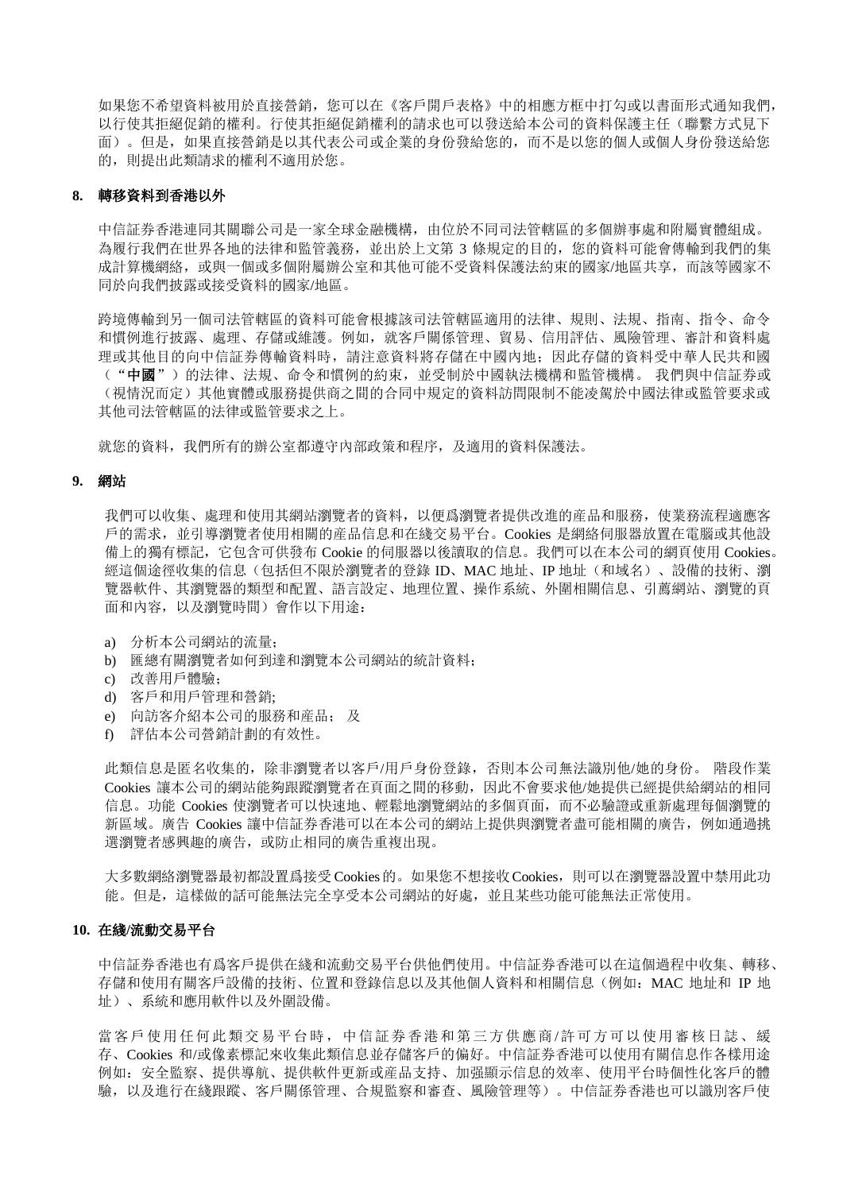如果您不希望資料被用於直接營銷，您可以在《客戶開戶表格》中的相應方框中打勾或以書面形式通知我們，以行使其拒絕促銷的權利。行使其拒絕促銷權利的請求也可以發送給本公司的資料保護主任（聯繫方式見下面）。但是，如果直接營銷是以其代表公司或企業的身份發給您的，而不是以您的個人或個人身份發送給您的，則提出此類請求的權利不適用於您。

## 8. 轉移資料到香港以外

中信証券香港連同其關聯公司是一家全球金融機構，由位於不同司法管轄區的多個辦事處和附屬實體組成。為履行我們在世界各地的法律和監管義務，並出於上文第 3 條規定的目的，您的資料可能會傳輸到我們的集成計算機網絡，或與一個或多個附屬辦公室和其他可能不受資料保護法約束的國家/地區共享，而該等國家不同於向我們披露或接受資料的國家/地區。

跨境傳輸到另一個司法管轄區的資料可能會根據該司法管轄區適用的法律、規則、法規、指南、指令、命令和慣例進行披露、處理、存儲或維護。例如，就客戶關係管理、貿易、信用評估、風險管理、審計和資料處理或其他目的向中信証券傳輸資料時，請注意資料將存儲在中國內地；因此存儲的資料受中華人民共和國（**"中國"**）的法律、法規、命令和慣例的約束，並受制於中國執法機構和監管機構。 我們與中信証券或（視情況而定）其他實體或服務提供商之間的合同中規定的資料訪問限制不能凌駕於中國法律或監管要求或其他司法管轄區的法律或監管要求之上。

就您的資料，我們所有的辦公室都遵守內部政策和程序，及適用的資料保護法。

## 9. 網站

我們可以收集、處理和使用其網站瀏覽者的資料，以便爲瀏覽者提供改進的產品和服務，使業務流程適應客戶的需求，並引導瀏覽者使用相關的產品信息和在綫交易平台。Cookies 是網絡伺服器放置在電腦或其他設備上的獨有標記，它包含可供發布 Cookie 的伺服器以後讀取的信息。我們可以在本公司的網頁使用 Cookies。經這個途徑收集的信息（包括但不限於瀏覽者的登錄 ID、MAC 地址、IP 地址（和域名）、設備的技術、瀏覽器軟件、其瀏覽器的類型和配置、語言設定、地理位置、操作系統、外圍相關信息、引薦網站、瀏覽的頁面和內容，以及瀏覽時間）會作以下用途：

a) 分析本公司網站的流量;
b) 匯總有關瀏覽者如何到達和瀏覽本公司網站的統計資料;
c) 改善用戶體驗;
d) 客戶和用戶管理和營銷;
e) 向訪客介紹本公司的服務和產品; 及
f) 評估本公司營銷計劃的有效性。

此類信息是匿名收集的，除非瀏覽者以客戶/用戶身份登錄，否則本公司無法識別他/她的身份。 階段作業 Cookies 讓本公司的網站能夠跟蹤瀏覽者在頁面之間的移動，因此不會要求他/她提供已經提供給網站的相同信息。功能 Cookies 使瀏覽者可以快速地、輕鬆地瀏覽網站的多個頁面，而不必驗證或重新處理每個瀏覽的新區域。廣告 Cookies 讓中信証券香港可以在本公司的網站上提供與瀏覽者盡可能相關的廣告，例如通過挑選瀏覽者感興趣的廣告，或防止相同的廣告重複出現。

大多數網絡瀏覽器最初都設置爲接受 Cookies 的。如果您不想接收 Cookies，則可以在瀏覽器設置中禁用此功能。但是，這樣做的話可能無法完全享受本公司網站的好處，並且某些功能可能無法正常使用。

## 10. 在綫/流動交易平台

中信証券香港也有爲客戶提供在綫和流動交易平台供他們使用。中信証券香港可以在這個過程中收集、轉移、存儲和使用有關客戶設備的技術、位置和登錄信息以及其他個人資料和相關信息（例如：MAC 地址和 IP 地址）、系統和應用軟件以及外圍設備。

當客戶使用任何此類交易平台時，中信証券香港和第三方供應商/許可方可以使用審核日誌、緩存、Cookies 和/或像素標記來收集此類信息並存儲客戶的偏好。中信証券香港可以使用有關信息作各樣用途例如：安全監察、提供導航、提供軟件更新或產品支持、加强顯示信息的效率、使用平台時個性化客戶的體驗，以及進行在綫跟蹤、客戶關係管理、合規監察和審查、風險管理等）。中信証券香港也可以識別客戶使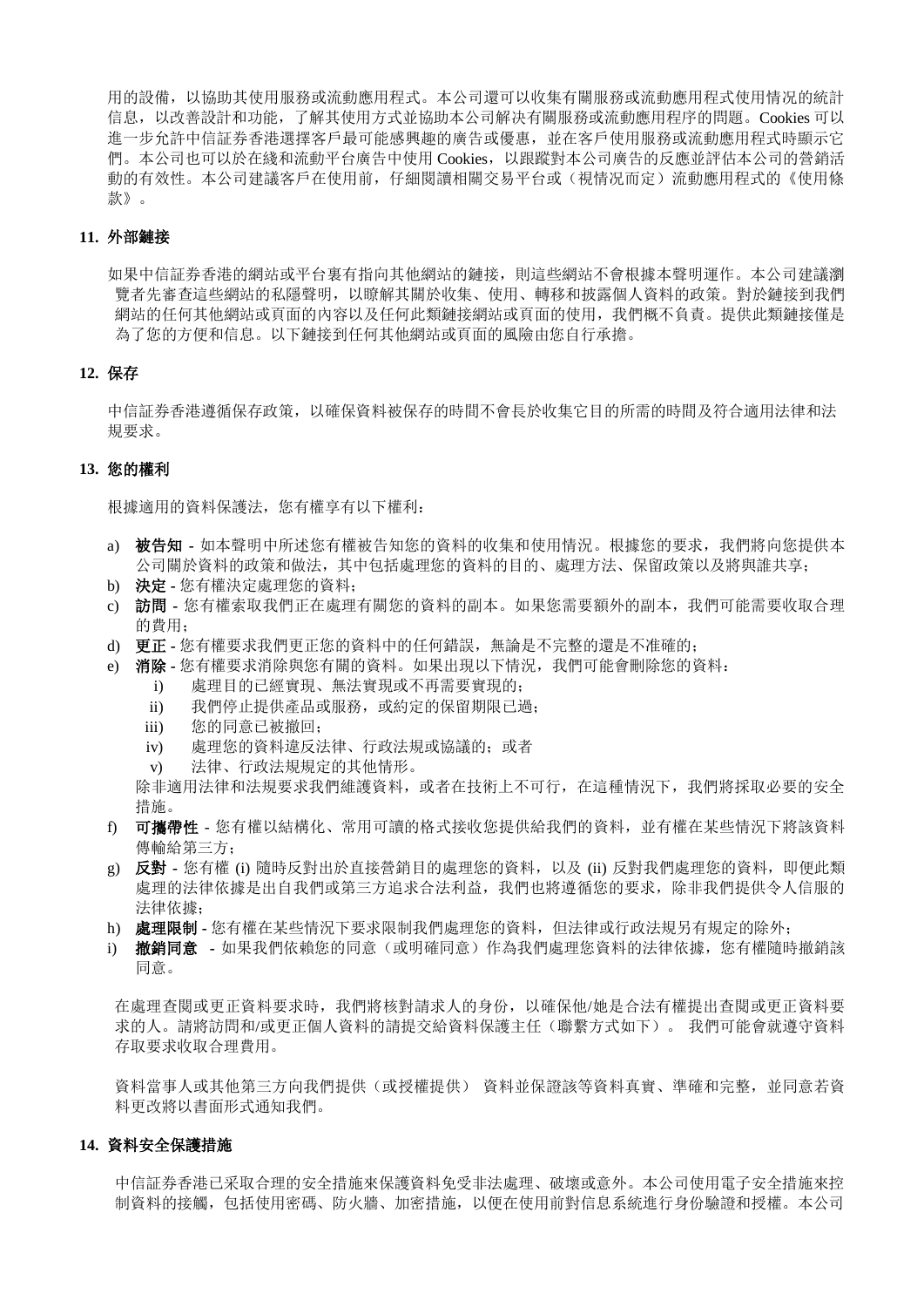用的設備，以協助其使用服務或流動應用程式。本公司還可以收集有關服務或流動應用程式使用情況的統計信息，以改善設計和功能，了解其使用方式並協助本公司解決有關服務或流動應用程序的問題。Cookies 可以進一步允許中信証券香港選擇客戶最可能感興趣的廣告或優惠，並在客戶使用服務或流動應用程式時顯示它們。本公司也可以於在綫和流動平台廣告中使用 Cookies，以跟蹤對本公司廣告的反應並評估本公司的營銷活動的有效性。本公司建議客戶在使用前，仔細閱讀相關交易平台或（視情況而定）流動應用程式的《使用條款》。

**11. 外部鏈接**

如果中信証券香港的網站或平台裏有指向其他網站的鏈接，則這些網站不會根據本聲明運作。本公司建議瀏覽者先審查這些網站的私隱聲明，以瞭解其關於收集、使用、轉移和披露個人資料的政策。對於鏈接到我們網站的任何其他網站或頁面的內容以及任何此類鏈接網站或頁面的使用，我們概不負責。提供此類鏈接僅是為了您的方便和信息。以下鏈接到任何其他網站或頁面的風險由您自行承擔。

**12. 保存**

中信証券香港遵循保存政策，以確保資料被保存的時間不會長於收集它目的所需的時間及符合適用法律和法規要求。

**13. 您的權利**

根據適用的資料保護法，您有權享有以下權利：

a) **被告知** - 如本聲明中所述您有權被告知您的資料的收集和使用情況。根據您的要求，我們將向您提供本公司關於資料的政策和做法，其中包括處理您的資料的目的、處理方法、保留政策以及將與誰共享；
b) **決定** - 您有權決定處理您的資料；
c) **訪問** - 您有權索取我們正在處理有關您的資料的副本。如果您需要額外的副本，我們可能需要收取合理的費用；
d) **更正** - 您有權要求我們更正您的資料中的任何錯誤，無論是不完整的還是不准確的；
e) **消除** - 您有權要求消除與您有關的資料。如果出現以下情況，我們可能會刪除您的資料：
   i) 處理目的已經實現、無法實現或不再需要實現的；
   ii) 我們停止提供產品或服務，或約定的保留期限已過；
   iii) 您的同意已被撤回；
   iv) 處理您的資料違反法律、行政法規或協議的；或者
   v) 法律、行政法規規定的其他情形。

   除非適用法律和法規要求我們維護資料，或者在技術上不可行，在這種情況下，我們將採取必要的安全措施。
f) **可攜帶性** - 您有權以結構化、常用可讀的格式接收您提供給我們的資料，並有權在某些情況下將該資料傳輸給第三方；
g) **反對** - 您有權 (i) 隨時反對出於直接營銷目的處理您的資料，以及 (ii) 反對我們處理您的資料，即便此類處理的法律依據是出自我們或第三方追求合法利益，我們也將遵循您的要求，除非我們提供令人信服的法律依據；
h) **處理限制** - 您有權在某些情況下要求限制我們處理您的資料，但法律或行政法規另有規定的除外；
i) **撤銷同意** - 如果我們依賴您的同意（或明確同意）作為我們處理您資料的法律依據，您有權隨時撤銷該同意。

在處理查閱或更正資料要求時，我們將核對請求人的身份，以確保他/她是合法有權提出查閱或更正資料要求的人。請將訪問和/或更正個人資料的請提交給資料保護主任（聯繫方式如下）。 我們可能會就遵守資料存取要求收取合理費用。

資料當事人或其他第三方向我們提供（或授權提供） 資料並保證該等資料真實、準確和完整，並同意若資料更改將以書面形式通知我們。

**14. 資料安全保護措施**

中信証券香港已采取合理的安全措施來保護資料免受非法處理、破壞或意外。本公司使用電子安全措施來控制資料的接觸，包括使用密碼、防火牆、加密措施，以便在使用前對信息系統進行身份驗證和授權。本公司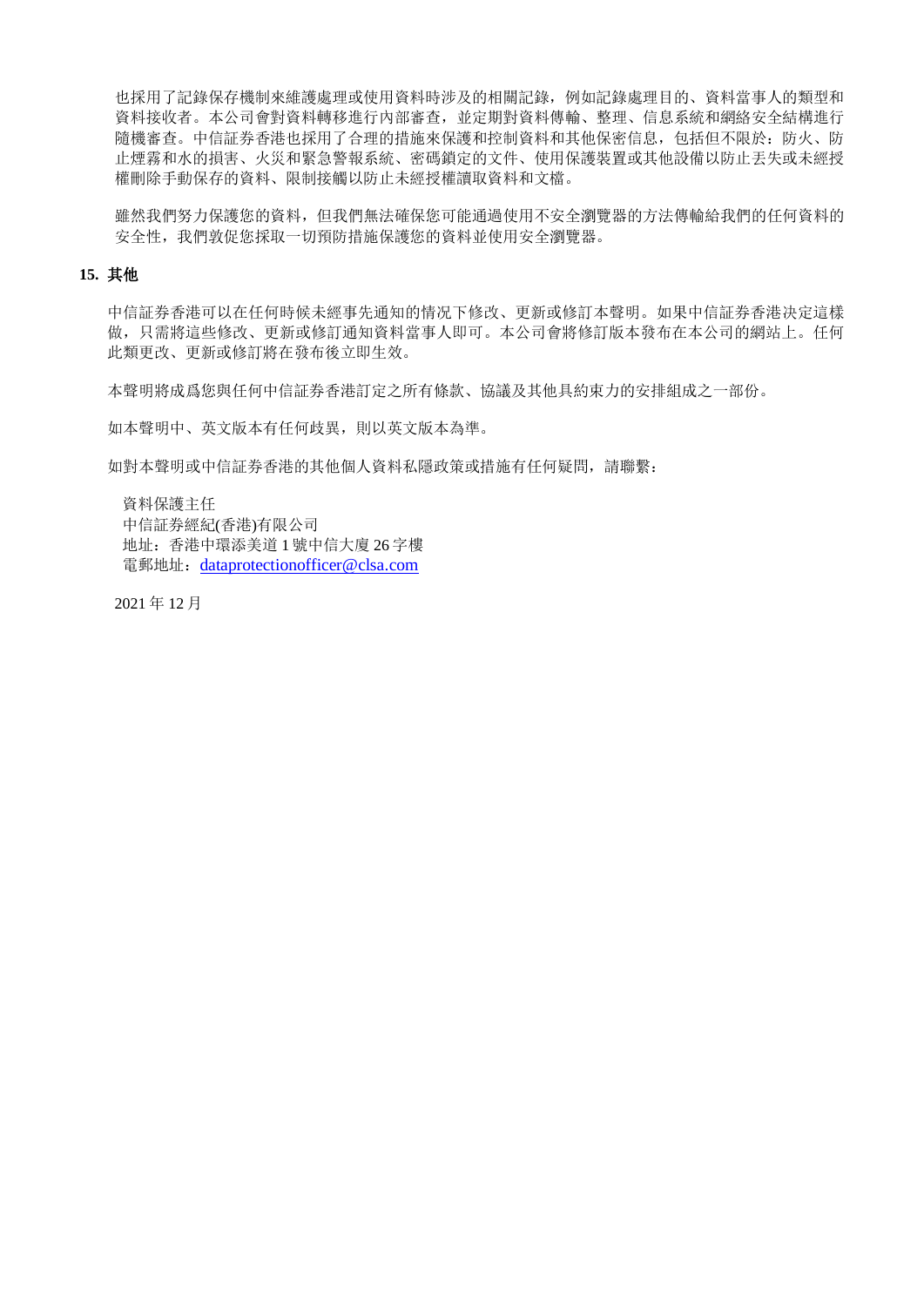也採用了記錄保存機制來維護處理或使用資料時涉及的相關記錄，例如記錄處理目的、資料當事人的類型和資料接收者。本公司會對資料轉移進行內部審查，並定期對資料傳輸、整理、信息系統和網絡安全結構進行隨機審查。中信証券香港也採用了合理的措施來保護和控制資料和其他保密信息，包括但不限於：防火、防止煙霧和水的損害、火災和緊急警報系統、密碼鎖定的文件、使用保護裝置或其他設備以防止丟失或未經授權刪除手動保存的資料、限制接觸以防止未經授權讀取資料和文檔。

雖然我們努力保護您的資料，但我們無法確保您可能通過使用不安全瀏覽器的方法傳輸給我們的任何資料的安全性，我們敦促您採取一切預防措施保護您的資料並使用安全瀏覽器。

## 15. 其他

中信証券香港可以在任何時候未經事先通知的情況下修改、更新或修訂本聲明。如果中信証券香港決定這樣做，只需將這些修改、更新或修訂通知資料當事人即可。本公司會將修訂版本發布在本公司的網站上。任何此類更改、更新或修訂將在發布後立即生效。

本聲明將成爲您與任何中信証券香港訂定之所有條款、協議及其他具約束力的安排組成之一部份。

如本聲明中、英文版本有任何歧異，則以英文版本為準。

如對本聲明或中信証券香港的其他個人資料私隱政策或措施有任何疑問，請聯繫：

資料保護主任
中信証券經紀(香港)有限公司
地址：香港中環添美道 1 號中信大廈 26 字樓
電郵地址：dataprotectionofficer@clsa.com

2021 年 12 月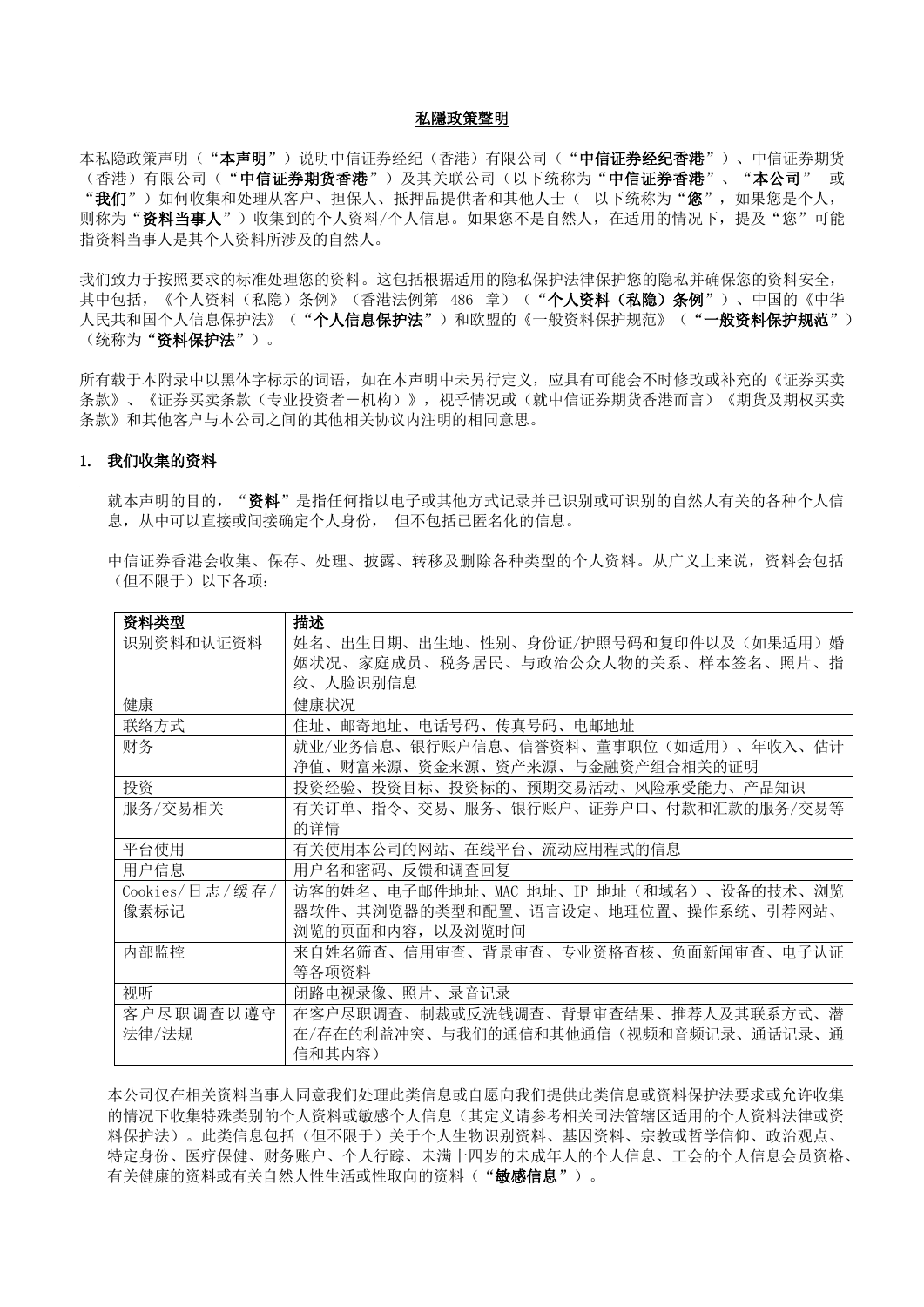# 私隱政策聲明

本私隐政策声明（“**本声明**”）说明中信证券经纪（香港）有限公司（“**中信证券经纪香港**”）、中信证券期货（香港）有限公司（“**中信证券期货香港**”）及其关联公司（以下统称为“**中信证券香港**”、“**本公司**” 或“**我们**”）如何收集和处理从客户、担保人、抵押品提供者和其他人士（ 以下统称为“**您**”，如果您是个人，则称为“**资料当事人**”）收集到的个人资料/个人信息。如果您不是自然人，在适用的情况下，提及“您”可能指资料当事人是其个人资料所涉及的自然人。

我们致力于按照要求的标准处理您的资料。这包括根据适用的隐私保护法律保护您的隐私并确保您的资料安全，其中包括，《个人资料（私隐）条例》（香港法例第 486 章）（“**个人资料（私隐）条例**”）、中国的《中华人民共和国个人信息保护法》（“**个人信息保护法**”）和欧盟的《一般资料保护规范》（“**一般资料保护规范**”）（统称为“**资料保护法**”）。

所有载于本附录中以黑体字标示的词语，如在本声明中未另行定义，应具有可能会不时修改或补充的《证券买卖条款》、《证券买卖条款（专业投资者－机构）》，视乎情况或（就中信证券期货香港而言）《期货及期权买卖条款》和其他客户与本公司之间的其他相关协议内注明的相同意思。

## 1. 我们收集的资料

就本声明的目的，“**资料**”是指任何指以电子或其他方式记录并已识别或可识别的自然人有关的各种个人信息，从中可以直接或间接确定个人身份， 但不包括已匿名化的信息。

中信证券香港会收集、保存、处理、披露、转移及删除各种类型的个人资料。从广义上来说，资料会包括（但不限于）以下各项：

| 资料类型 | 描述 |
|---|---|
| 识别资料和认证资料 | 姓名、出生日期、出生地、性别、身份证/护照号码和复印件以及（如果适用）婚姻状况、家庭成员、税务居民、与政治公众人物的关系、样本签名、照片、指纹、人脸识别信息 |
| 健康 | 健康状况 |
| 联络方式 | 住址、邮寄地址、电话号码、传真号码、电邮地址 |
| 财务 | 就业/业务信息、银行账户信息、信誉资料、董事职位（如适用）、年收入、估计净值、财富来源、资金来源、资产来源、与金融资产组合相关的证明 |
| 投资 | 投资经验、投资目标、投资标的、预期交易活动、风险承受能力、产品知识 |
| 服务/交易相关 | 有关订单、指令、交易、服务、银行账户、证券户口、付款和汇款的服务/交易等的详情 |
| 平台使用 | 有关使用本公司的网站、在线平台、流动应用程式的信息 |
| 用户信息 | 用户名和密码、反馈和调查回复 |
| Cookies/日志/缓存/像素标记 | 访客的姓名、电子邮件地址、MAC 地址、IP 地址（和域名）、设备的技术、浏览器软件、其浏览器的类型和配置、语言设定、地理位置、操作系统、引荐网站、浏览的页面和内容，以及浏览时间 |
| 内部监控 | 来自姓名筛查、信用审查、背景审查、专业资格查核、负面新闻审查、电子认证等各项资料 |
| 视听 | 闭路电视录像、照片、录音记录 |
| 客户尽职调查以遵守法律/法规 | 在客户尽职调查、制裁或反洗钱调查、背景审查结果、推荐人及其联系方式、潜在/存在的利益冲突、与我们的通信和其他通信（视频和音频记录、通话记录、通信和其内容） |

本公司仅在相关资料当事人同意我们处理此类信息或自愿向我们提供此类信息或资料保护法要求或允许收集的情况下收集特殊类别的个人资料或敏感个人信息（其定义请参考相关司法管辖区适用的个人资料法律或资料保护法）。此类信息包括（但不限于）关于个人生物识别资料、基因资料、宗教或哲学信仰、政治观点、特定身份、医疗保健、财务账户、个人行踪、未满十四岁的未成年人的个人信息、工会的个人信息会员资格、有关健康的资料或有关自然人性生活或性取向的资料（“**敏感信息**”）。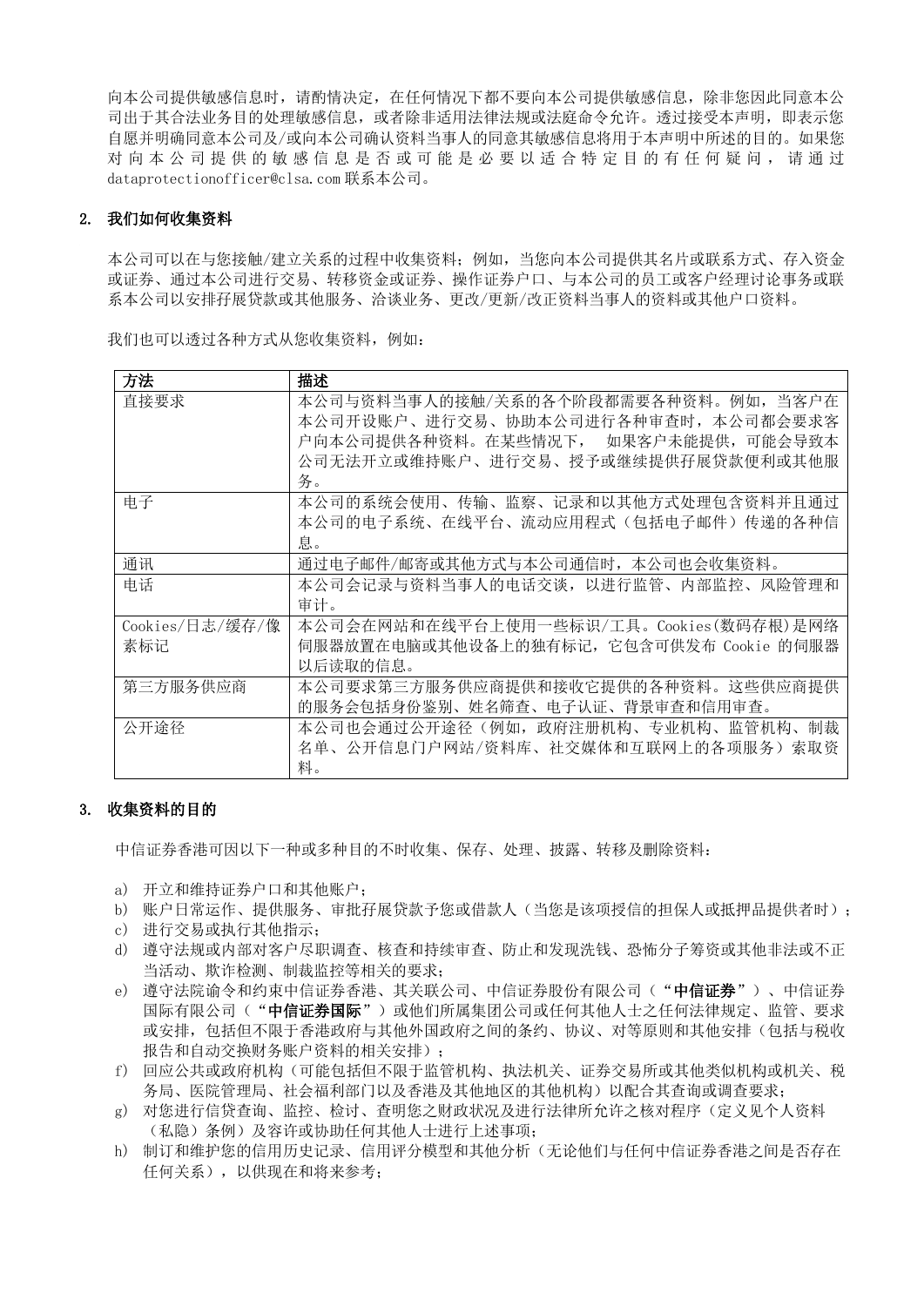向本公司提供敏感信息时，请酌情决定，在任何情况下都不要向本公司提供敏感信息，除非您因此同意本公司出于其合法业务目的处理敏感信息，或者除非适用法律法规或法庭命令允许。透过接受本声明，即表示您自愿并明确同意本公司及/或向本公司确认资料当事人的同意其敏感信息将用于本声明中所述的目的。如果您对向本公司提供的敏感信息是否或可能是必要以适合特定目的有任何疑问，请通过 dataprotectionofficer@clsa.com 联系本公司。

## 2. 我们如何收集资料

本公司可以在与您接触/建立关系的过程中收集资料；例如，当您向本公司提供其名片或联系方式、存入资金或证券、通过本公司进行交易、转移资金或证券、操作证券户口、与本公司的员工或客户经理讨论事务或联系本公司以安排孖展贷款或其他服务、洽谈业务、更改/更新/改正资料当事人的资料或其他户口资料。

我们也可以透过各种方式从您收集资料，例如：

| 方法 | 描述 |
|---|---|
| 直接要求 | 本公司与资料当事人的接触/关系的各个阶段都需要各种资料。例如，当客户在本公司开设账户、进行交易、协助本公司进行各种审查时，本公司都会要求客户向本公司提供各种资料。在某些情况下， 如果客户未能提供，可能会导致本公司无法开立或维持账户、进行交易、授予或继续提供孖展贷款便利或其他服务。 |
| 电子 | 本公司的系统会使用、传输、监察、记录和以其他方式处理包含资料并且通过本公司的电子系统、在线平台、流动应用程式（包括电子邮件）传递的各种信息。 |
| 通讯 | 通过电子邮件/邮寄或其他方式与本公司通信时，本公司也会收集资料。 |
| 电话 | 本公司会记录与资料当事人的电话交谈，以进行监管、内部监控、风险管理和审计。 |
| Cookies/日志/缓存/像素标记 | 本公司会在网站和在线平台上使用一些标识/工具。Cookies(数码存根)是网络伺服器放置在电脑或其他设备上的独有标记，它包含可供发布 Cookie 的伺服器以后读取的信息。 |
| 第三方服务供应商 | 本公司要求第三方服务供应商提供和接收它提供的各种资料。这些供应商提供的服务会包括身份鉴别、姓名筛查、电子认证、背景审查和信用审查。 |
| 公开途径 | 本公司也会通过公开途径（例如，政府注册机构、专业机构、监管机构、制裁名单、公开信息门户网站/资料库、社交媒体和互联网上的各项服务）索取资料。 |

## 3. 收集资料的目的

中信证券香港可因以下一种或多种目的不时收集、保存、处理、披露、转移及删除资料：

a) 开立和维持证券户口和其他账户；

b) 账户日常运作、提供服务、审批孖展贷款予您或借款人（当您是该项授信的担保人或抵押品提供者时）；

c) 进行交易或执行其他指示；

d) 遵守法规或内部对客户尽职调查、核查和持续审查、防止和发现洗钱、恐怖分子筹资或其他非法或不正当活动、欺诈检测、制裁监控等相关的要求；

e) 遵守法院谕令和约束中信证券香港、其关联公司、中信证券股份有限公司（**"中信证券"**）、中信证券国际有限公司（**"中信证券国际"**）或他们所属集团公司或任何其他人士之任何法律规定、监管、要求或安排，包括但不限于香港政府与其他外国政府之间的条约、协议、对等原则和其他安排（包括与税收报告和自动交换财务账户资料的相关安排）；

f) 回应公共或政府机构（可能包括但不限于监管机构、执法机关、证券交易所或其他类似机构或机关、税务局、医院管理局、社会福利部门以及香港及其他地区的其他机构）以配合其查询或调查要求；

g) 对您进行信贷查询、监控、检讨、查明您之财政状况及进行法律所允许之核对程序（定义见个人资料（私隐）条例）及容许或协助任何其他人士进行上述事项；

h) 制订和维护您的信用历史记录、信用评分模型和其他分析（无论他们与任何中信证券香港之间是否存在任何关系），以供现在和将来参考；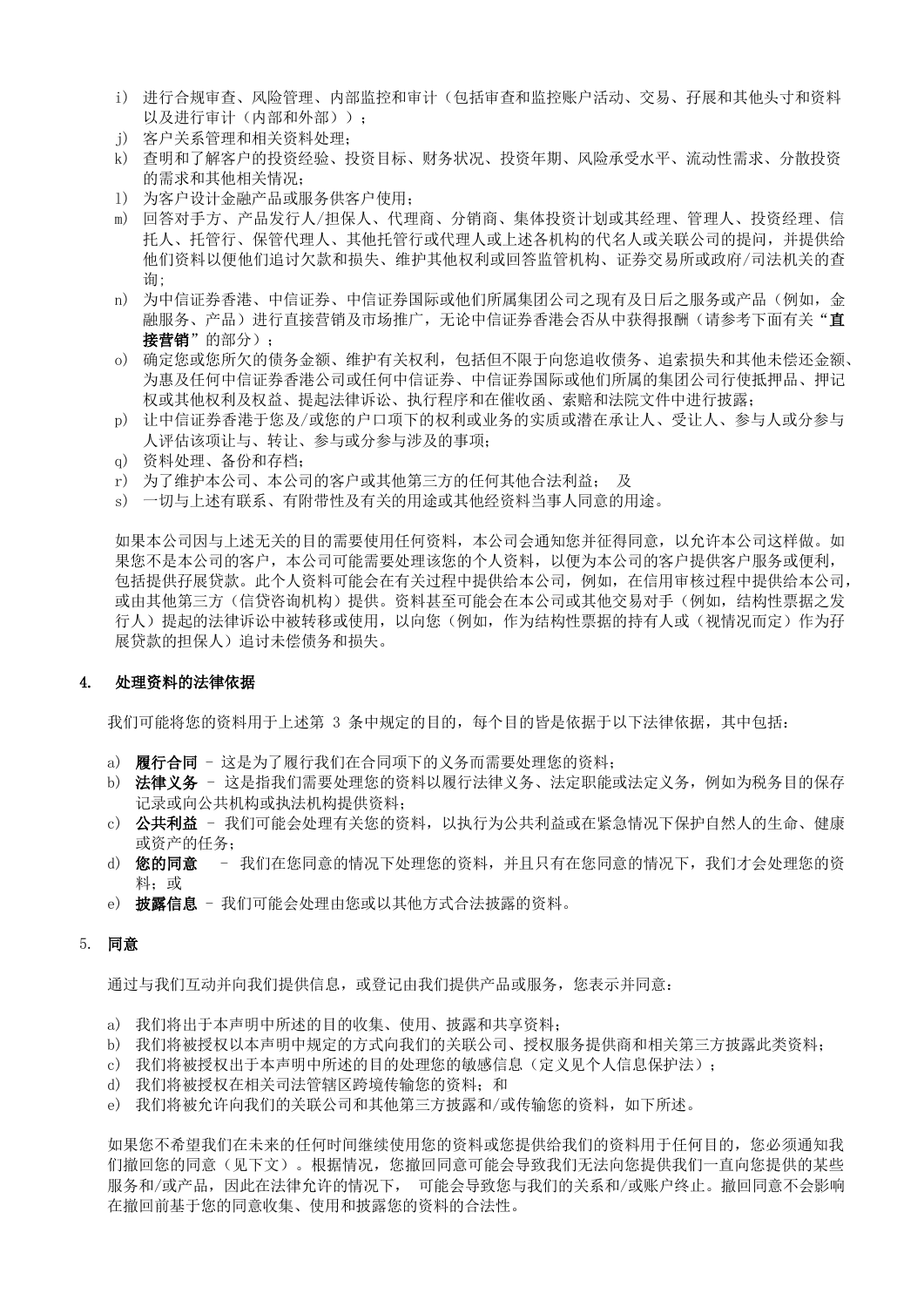i) 进行合规审查、风险管理、内部监控和审计（包括审查和监控账户活动、交易、孖展和其他头寸和资料以及进行审计（内部和外部））；
j) 客户关系管理和相关资料处理；
k) 查明和了解客户的投资经验、投资目标、财务状况、投资年期、风险承受水平、流动性需求、分散投资的需求和其他相关情况；
l) 为客户设计金融产品或服务供客户使用；
m) 回答对手方、产品发行人/担保人、代理商、分销商、集体投资计划或其经理、管理人、投资经理、信托人、托管行、保管代理人、其他托管行或代理人或上述各机构的代名人或关联公司的提问，并提供给他们资料以便他们追讨欠款和损失、维护其他权利或回答监管机构、证券交易所或政府/司法机关的查询;
n) 为中信证券香港、中信证券、中信证券国际或他们所属集团公司之现有及日后之服务或产品（例如，金融服务、产品）进行直接营销及市场推广，无论中信证券香港会否从中获得报酬（请参考下面有关“**直接营销**”的部分）；
o) 确定您或您所欠的债务金额、维护有关权利，包括但不限于向您追收债务、追索损失和其他未偿还金额、为惠及任何中信证券香港公司或任何中信证券、中信证券国际或他们所属的集团公司行使抵押品、押记权或其他权利及权益、提起法律诉讼、执行程序和在催收函、索赔和法院文件中进行披露；
p) 让中信证券香港于您及/或您的户口项下的权利或业务的实质或潜在承让人、受让人、参与人或分参与人评估该项让与、转让、参与或分参与涉及的事项；
q) 资料处理、备份和存档；
r) 为了维护本公司、本公司的客户或其他第三方的任何其他合法利益； 及
s) 一切与上述有联系、有附带性及有关的用途或其他经资料当事人同意的用途。

如果本公司因与上述无关的目的需要使用任何资料，本公司会通知您并征得同意，以允许本公司这样做。如果您不是本公司的客户，本公司可能需要处理该您的个人资料，以便为本公司的客户提供客户服务或便利，包括提供孖展贷款。此个人资料可能会在有关过程中提供给本公司，例如，在信用审核过程中提供给本公司，或由其他第三方（信贷咨询机构）提供。资料甚至可能会在本公司或其他交易对手（例如，结构性票据之发行人）提起的法律诉讼中被转移或使用，以向您（例如，作为结构性票据的持有人或（视情况而定）作为孖展贷款的担保人）追讨未偿债务和损失。

## 4. 处理资料的法律依据

我们可能将您的资料用于上述第 3 条中规定的目的，每个目的皆是依据于以下法律依据，其中包括：

a) **履行合同** – 这是为了履行我们在合同项下的义务而需要处理您的资料；
b) **法律义务** – 这是指我们需要处理您的资料以履行法律义务、法定职能或法定义务，例如为税务目的保存记录或向公共机构或执法机构提供资料；
c) **公共利益** – 我们可能会处理有关您的资料，以执行为公共利益或在紧急情况下保护自然人的生命、健康或资产的任务；
d) **您的同意** – 我们在您同意的情况下处理您的资料，并且只有在您同意的情况下，我们才会处理您的资料；或
e) **披露信息** – 我们可能会处理由您或以其他方式合法披露的资料。

## 5. 同意

通过与我们互动并向我们提供信息，或登记由我们提供产品或服务，您表示并同意：

a) 我们将出于本声明中所述的目的收集、使用、披露和共享资料；
b) 我们将被授权以本声明中规定的方式向我们的关联公司、授权服务提供商和相关第三方披露此类资料；
c) 我们将被授权出于本声明中所述的目的处理您的敏感信息（定义见个人信息保护法）；
d) 我们将被授权在相关司法管辖区跨境传输您的资料；和
e) 我们将被允许向我们的关联公司和其他第三方披露和/或传输您的资料，如下所述。

如果您不希望我们在未来的任何时间继续使用您的资料或您提供给我们的资料用于任何目的，您必须通知我们撤回您的同意（见下文）。根据情况，您撤回同意可能会导致我们无法向您提供我们一直向您提供的某些服务和/或产品，因此在法律允许的情况下， 可能会导致您与我们的关系和/或账户终止。撤回同意不会影响在撤回前基于您的同意收集、使用和披露您的资料的合法性。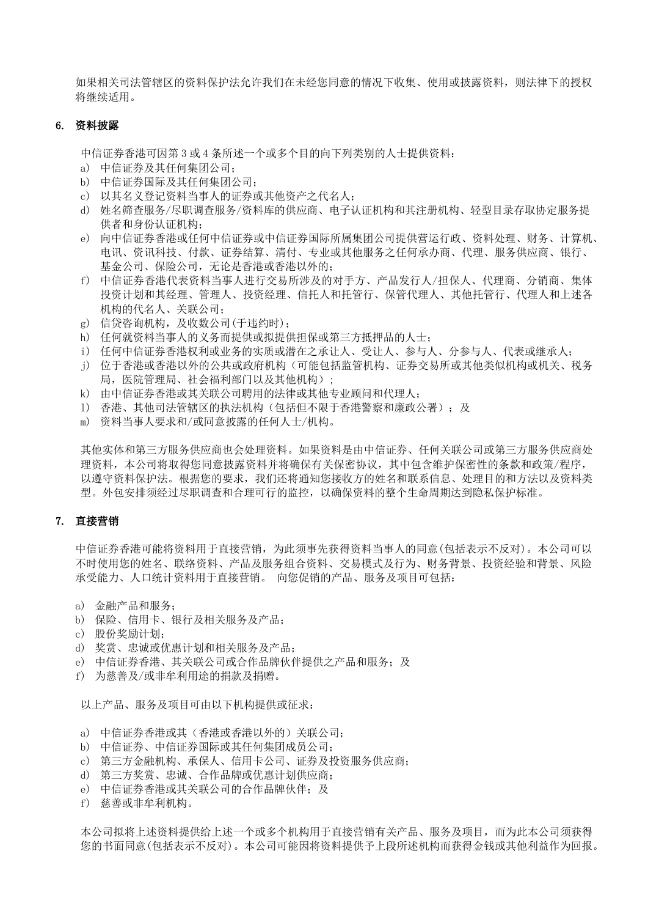如果相关司法管辖区的资料保护法允许我们在未经您同意的情况下收集、使用或披露资料，则法律下的授权将继续适用。

## 6. 资料披露

中信证券香港可因第 3 或 4 条所述一个或多个目的向下列类别的人士提供资料：

a) 中信证券及其任何集团公司；
b) 中信证券国际及其任何集团公司；
c) 以其名义登记资料当事人的证券或其他资产之代名人；
d) 姓名筛查服务/尽职调查服务/资料库的供应商、电子认证机构和其注册机构、轻型目录存取协定服务提供者和身份认证机构；
e) 向中信证券香港或任何中信证券或中信证券国际所属集团公司提供营运行政、资料处理、财务、计算机、电讯、资讯科技、付款、证券结算、清付、专业或其他服务之任何承办商、代理、服务供应商、银行、基金公司、保险公司，无论是香港或香港以外的；
f) 中信证券香港代表资料当事人进行交易所涉及的对手方、产品发行人/担保人、代理商、分销商、集体投资计划和其经理、管理人、投资经理、信托人和托管行、保管代理人、其他托管行、代理人和上述各机构的代名人、关联公司；
g) 信贷咨询机构，及收数公司(于违约时)；
h) 任何就资料当事人的义务而提供或拟提供担保或第三方抵押品的人士；
i) 任何中信证券香港权利或业务的实质或潜在之承让人、受让人、参与人、分参与人、代表或继承人；
j) 位于香港或香港以外的公共或政府机构（可能包括监管机构、证券交易所或其他类似机构或机关、税务局，医院管理局、社会福利部门以及其他机构）；
k) 由中信证券香港或其关联公司聘用的法律或其他专业顾问和代理人；
l) 香港、其他司法管辖区的执法机构（包括但不限于香港警察和廉政公署）；及
m) 资料当事人要求和/或同意披露的任何人士/机构。

其他实体和第三方服务供应商也会处理资料。如果资料是由中信证券、任何关联公司或第三方服务供应商处理资料，本公司将取得您同意披露资料并将确保有关保密协议，其中包含维护保密性的条款和政策/程序，以遵守资料保护法。根据您的要求，我们还将通知您接收方的姓名和联系信息、处理目的和方法以及资料类型。外包安排须经过尽职调查和合理可行的监控，以确保资料的整个生命周期达到隐私保护标准。

## 7. 直接营销

中信证券香港可能将资料用于直接营销，为此须事先获得资料当事人的同意(包括表示不反对)。本公司可以不时使用您的姓名、联络资料、产品及服务组合资料、交易模式及行为、财务背景、投资经验和背景、风险承受能力、人口统计资料用于直接营销。 向您促销的产品、服务及项目可包括：

a) 金融产品和服务；
b) 保险、信用卡、银行及相关服务及产品；
c) 股份奖励计划；
d) 奖赏、忠诚或优惠计划和相关服务及产品；
e) 中信证券香港、其关联公司或合作品牌伙伴提供之产品和服务；及
f) 为慈善及/或非牟利用途的捐款及捐赠。

以上产品、服务及项目可由以下机构提供或征求：

a) 中信证券香港或其（香港或香港以外的）关联公司；
b) 中信证券、中信证券国际或其任何集团成员公司；
c) 第三方金融机构、承保人、信用卡公司、证券及投资服务供应商；
d) 第三方奖赏、忠诚、合作品牌或优惠计划供应商；
e) 中信证券香港或其关联公司的合作品牌伙伴；及
f) 慈善或非牟利机构。

本公司拟将上述资料提供给上述一个或多个机构用于直接营销有关产品、服务及项目，而为此本公司须获得您的书面同意(包括表示不反对)。本公司可能因将资料提供予上段所述机构而获得金钱或其他利益作为回报。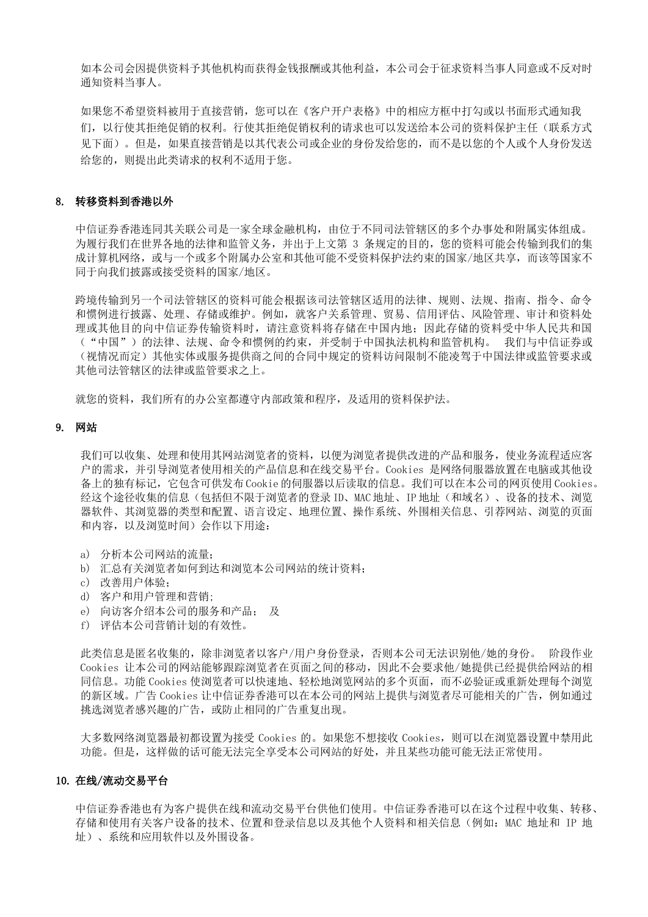如本公司会因提供资料予其他机构而获得金钱报酬或其他利益，本公司会于征求资料当事人同意或不反对时通知资料当事人。

如果您不希望资料被用于直接营销，您可以在《客户开户表格》中的相应方框中打勾或以书面形式通知我们，以行使其拒绝促销的权利。行使其拒绝促销权利的请求也可以发送给本公司的资料保护主任（联系方式见下面）。但是，如果直接营销是以其代表公司或企业的身份发给您的，而不是以您的个人或个人身份发送给您的，则提出此类请求的权利不适用于您。

**8. 转移资料到香港以外**

中信证券香港连同其关联公司是一家全球金融机构，由位于不同司法管辖区的多个办事处和附属实体组成。为履行我们在世界各地的法律和监管义务，并出于上文第 3 条规定的目的，您的资料可能会传输到我们的集成计算机网络，或与一个或多个附属办公室和其他可能不受资料保护法约束的国家/地区共享，而该等国家不同于向我们披露或接受资料的国家/地区。

跨境传输到另一个司法管辖区的资料可能会根据该司法管辖区适用的法律、规则、法规、指南、指令、命令和惯例进行披露、处理、存储或维护。例如，就客户关系管理、贸易、信用评估、风险管理、审计和资料处理或其他目的向中信证券传输资料时，请注意资料将存储在中国内地；因此存储的资料受中华人民共和国（“中国”）的法律、法规、命令和惯例的约束，并受制于中国执法机构和监管机构。 我们与中信证券或（视情况而定）其他实体或服务提供商之间的合同中规定的资料访问限制不能凌驾于中国法律或监管要求或其他司法管辖区的法律或监管要求之上。

就您的资料，我们所有的办公室都遵守内部政策和程序，及适用的资料保护法。

**9. 网站**

我们可以收集、处理和使用其网站浏览者的资料，以便为浏览者提供改进的产品和服务，使业务流程适应客户的需求，并引导浏览者使用相关的产品信息和在线交易平台。Cookies 是网络伺服器放置在电脑或其他设备上的独有标记，它包含可供发布Cookie的伺服器以后读取的信息。我们可以在本公司的网页使用Cookies。经这个途径收集的信息（包括但不限于浏览者的登录ID、MAC地址、IP地址（和域名）、设备的技术、浏览器软件、其浏览器的类型和配置、语言设定、地理位置、操作系统、外围相关信息、引荐网站、浏览的页面和内容，以及浏览时间）会作以下用途：

a) 分析本公司网站的流量；
b) 汇总有关浏览者如何到达和浏览本公司网站的统计资料；
c) 改善用户体验；
d) 客户和用户管理和营销;
e) 向访客介绍本公司的服务和产品； 及
f) 评估本公司营销计划的有效性。

此类信息是匿名收集的，除非浏览者以客户/用户身份登录，否则本公司无法识别他/她的身份。 阶段作业 Cookies 让本公司的网站能够跟踪浏览者在页面之间的移动，因此不会要求他/她提供已经提供给网站的相同信息。功能 Cookies 使浏览者可以快速地、轻松地浏览网站的多个页面，而不必验证或重新处理每个浏览的新区域。广告 Cookies 让中信证券香港可以在本公司的网站上提供与浏览者尽可能相关的广告，例如通过挑选浏览者感兴趣的广告，或防止相同的广告重复出现。

大多数网络浏览器最初都设置为接受 Cookies 的。如果您不想接收 Cookies，则可以在浏览器设置中禁用此功能。但是，这样做的话可能无法完全享受本公司网站的好处，并且某些功能可能无法正常使用。

**10. 在线/流动交易平台**

中信证券香港也有为客户提供在线和流动交易平台供他们使用。中信证券香港可以在这个过程中收集、转移、存储和使用有关客户设备的技术、位置和登录信息以及其他个人资料和相关信息（例如：MAC 地址和 IP 地址）、系统和应用软件以及外围设备。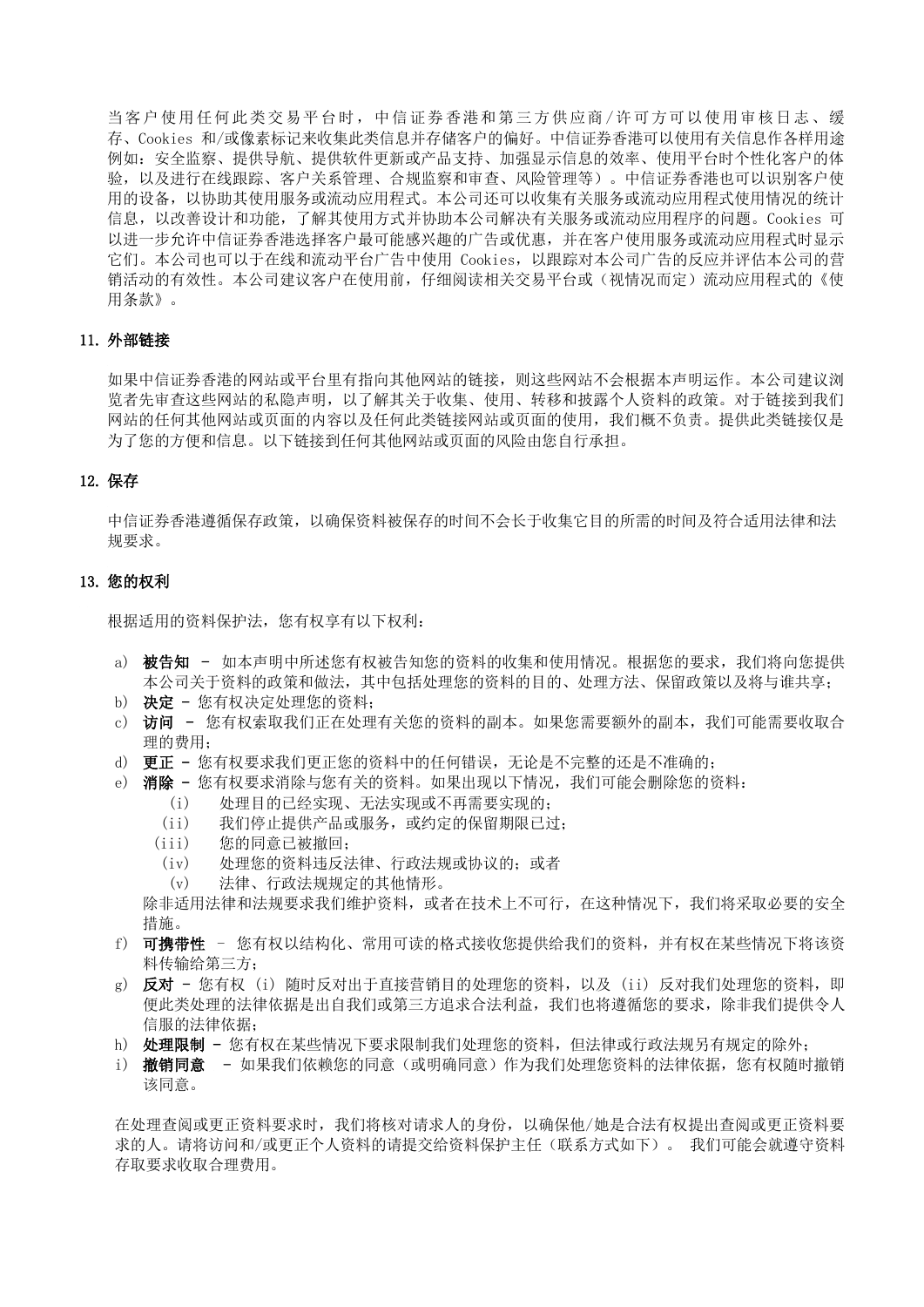当客户使用任何此类交易平台时，中信证券香港和第三方供应商/许可方可以使用审核日志、缓存、Cookies 和/或像素标记来收集此类信息并存储客户的偏好。中信证券香港可以使用有关信息作各样用途例如：安全监察、提供导航、提供软件更新或产品支持、加强显示信息的效率、使用平台时个性化客户的体验，以及进行在线跟踪、客户关系管理、合规监察和审查、风险管理等）。中信证券香港也可以识别客户使用的设备，以协助其使用服务或流动应用程式。本公司还可以收集有关服务或流动应用程式使用情况的统计信息，以改善设计和功能，了解其使用方式并协助本公司解决有关服务或流动应用程序的问题。Cookies 可以进一步允许中信证券香港选择客户最可能感兴趣的广告或优惠，并在客户使用服务或流动应用程式时显示它们。本公司也可以于在线和流动平台广告中使用 Cookies，以跟踪对本公司广告的反应并评估本公司的营销活动的有效性。本公司建议客户在使用前，仔细阅读相关交易平台或（视情况而定）流动应用程式的《使用条款》。

## 11. 外部链接

如果中信证券香港的网站或平台里有指向其他网站的链接，则这些网站不会根据本声明运作。本公司建议浏览者先审查这些网站的私隐声明，以了解其关于收集、使用、转移和披露个人资料的政策。对于链接到我们网站的任何其他网站或页面的内容以及任何此类链接网站或页面的使用，我们概不负责。提供此类链接仅是为了您的方便和信息。以下链接到任何其他网站或页面的风险由您自行承担。

## 12. 保存

中信证券香港遵循保存政策，以确保资料被保存的时间不会长于收集它目的所需的时间及符合适用法律和法规要求。

## 13. 您的权利

根据适用的资料保护法，您有权享有以下权利：

a) **被告知** – 如本声明中所述您有权被告知您的资料的收集和使用情况。根据您的要求，我们将向您提供本公司关于资料的政策和做法，其中包括处理您的资料的目的、处理方法、保留政策以及将与谁共享；
b) **决定** – 您有权决定处理您的资料；
c) **访问** – 您有权索取我们正在处理有关您的资料的副本。如果您需要额外的副本，我们可能需要收取合理的费用；
d) **更正** – 您有权要求我们更正您的资料中的任何错误，无论是不完整的还是不准确的；
e) **消除** – 您有权要求消除与您有关的资料。如果出现以下情况，我们可能会删除您的资料：
   (i) 处理目的已经实现、无法实现或不再需要实现的；
   (ii) 我们停止提供产品或服务，或约定的保留期限已过；
   (iii) 您的同意已被撤回；
   (iv) 处理您的资料违反法律、行政法规或协议的；或者
   (v) 法律、行政法规规定的其他情形。
   
   除非适用法律和法规要求我们维护资料，或者在技术上不可行，在这种情况下，我们将采取必要的安全措施。
f) **可携带性** – 您有权以结构化、常用可读的格式接收您提供给我们的资料，并有权在某些情况下将该资料传输给第三方；
g) **反对** – 您有权 (i) 随时反对出于直接营销目的处理您的资料，以及 (ii) 反对我们处理您的资料，即便此类处理的法律依据是出自我们或第三方追求合法利益，我们也将遵循您的要求，除非我们提供令人信服的法律依据；
h) **处理限制** – 您有权在某些情况下要求限制我们处理您的资料，但法律或行政法规另有规定的除外；
i) **撤销同意** – 如果我们依赖您的同意（或明确同意）作为我们处理您资料的法律依据，您有权随时撤销该同意。

在处理查阅或更正资料要求时，我们将核对请求人的身份，以确保他/她是合法有权提出查阅或更正资料要求的人。请将访问和/或更正个人资料的请提交给资料保护主任（联系方式如下）。 我们可能会就遵守资料存取要求收取合理费用。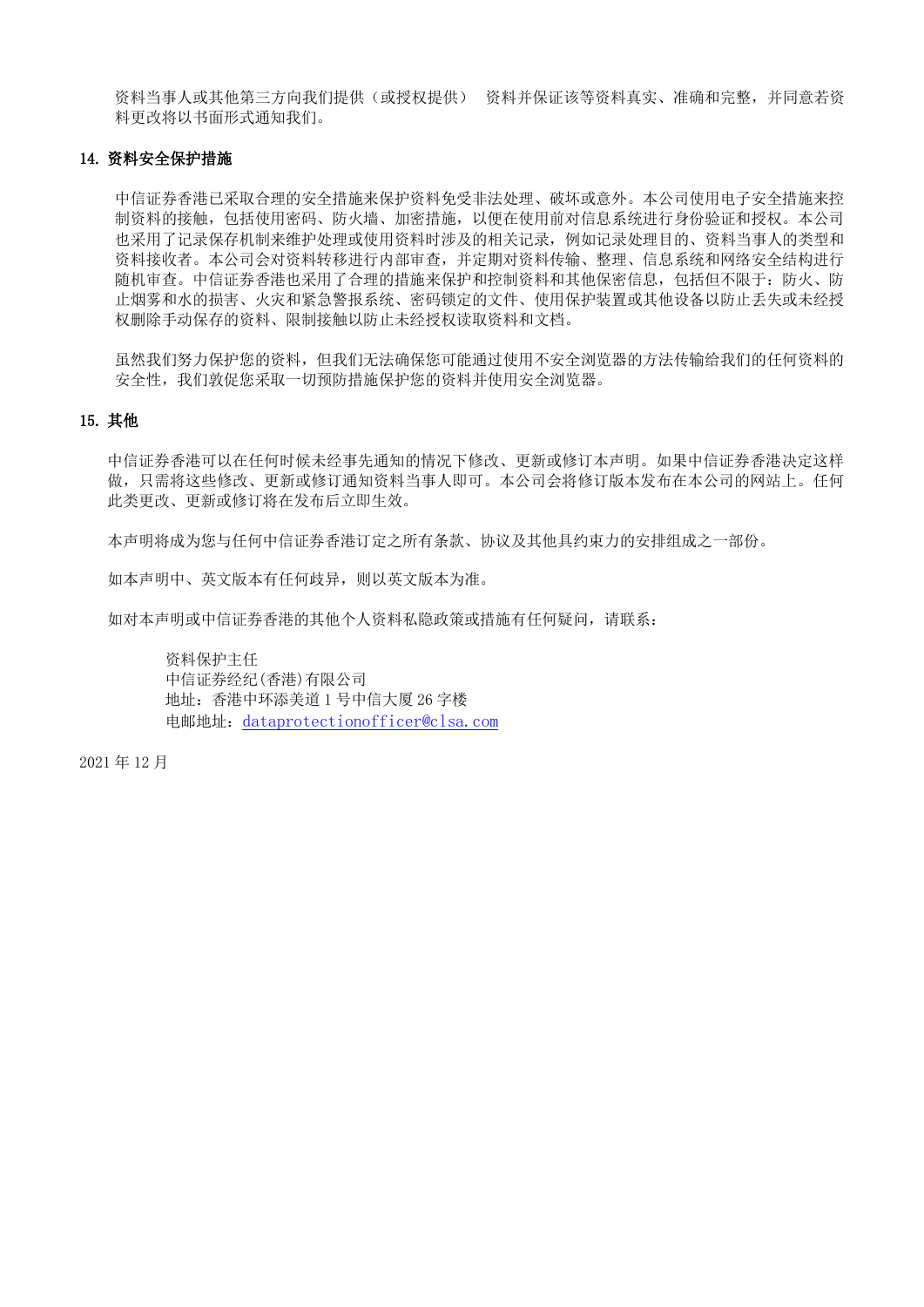资料当事人或其他第三方向我们提供（或授权提供） 资料并保证该等资料真实、准确和完整，并同意若资料更改将以书面形式通知我们。

**14. 资料安全保护措施**

中信证券香港已采取合理的安全措施来保护资料免受非法处理、破坏或意外。本公司使用电子安全措施来控制资料的接触，包括使用密码、防火墙、加密措施，以便在使用前对信息系统进行身份验证和授权。本公司也采用了记录保存机制来维护处理或使用资料时涉及的相关记录，例如记录处理目的、资料当事人的类型和资料接收者。本公司会对资料转移进行内部审查，并定期对资料传输、整理、信息系统和网络安全结构进行随机审查。中信证券香港也采用了合理的措施来保护和控制资料和其他保密信息，包括但不限于：防火、防止烟雾和水的损害、火灾和紧急警报系统、密码锁定的文件、使用保护装置或其他设备以防止丢失或未经授权删除手动保存的资料、限制接触以防止未经授权读取资料和文档。

虽然我们努力保护您的资料，但我们无法确保您可能通过使用不安全浏览器的方法传输给我们的任何资料的安全性，我们敦促您采取一切预防措施保护您的资料并使用安全浏览器。

**15. 其他**

中信证券香港可以在任何时候未经事先通知的情况下修改、更新或修订本声明。如果中信证券香港决定这样做，只需将这些修改、更新或修订通知资料当事人即可。本公司会将修订版本发布在本公司的网站上。任何此类更改、更新或修订将在发布后立即生效。

本声明将成为您与任何中信证券香港订定之所有条款、协议及其他具约束力的安排组成之一部份。

如本声明中、英文版本有任何歧异，则以英文版本为准。

如对本声明或中信证券香港的其他个人资料私隐政策或措施有任何疑问，请联系：

资料保护主任
中信证券经纪(香港)有限公司
地址：香港中环添美道 1 号中信大厦 26 字楼
电邮地址：dataprotectionofficer@clsa.com

2021 年 12 月